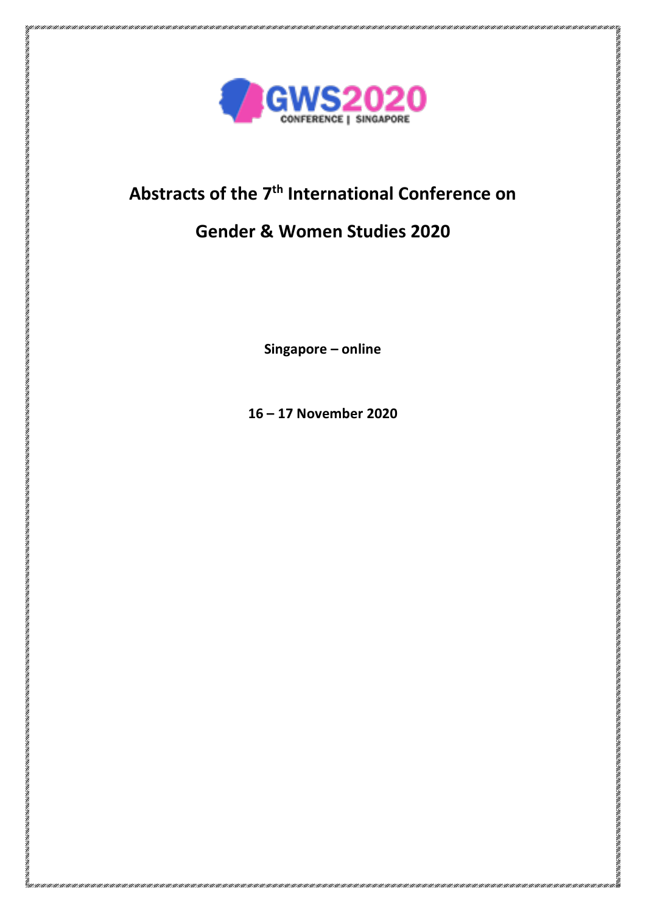GWS2020
CONFERENCE | SINGAPORE

# Abstracts of the 7th International Conference on Gender & Women Studies 2020

**Singapore – online**

**16 – 17 November 2020**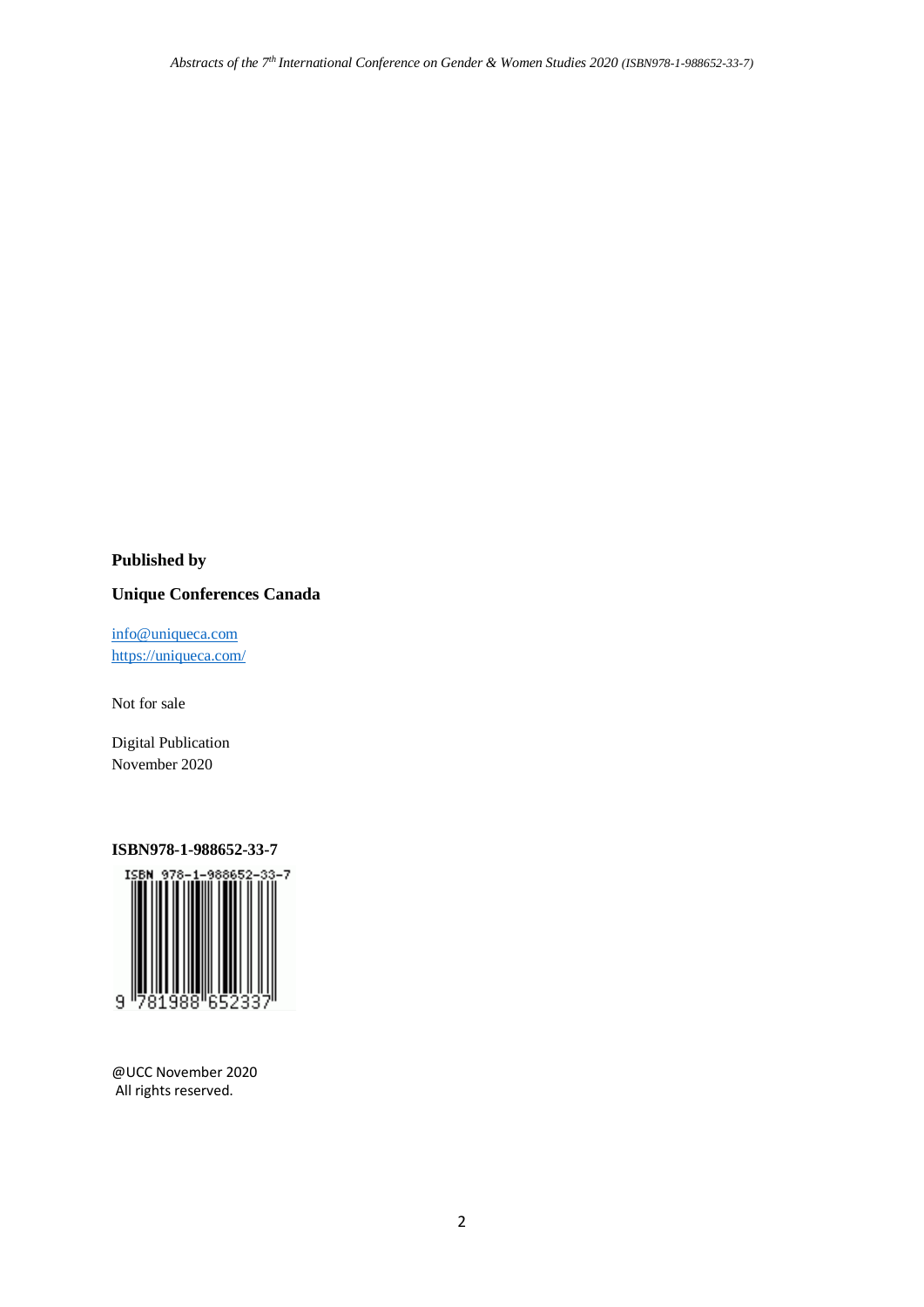**Published by**

**Unique Conferences Canada**

info@uniqueca.com
https://uniqueca.com/

Not for sale

Digital Publication
November 2020

**ISBN978-1-988652-33-7**

@UCC November 2020
All rights reserved.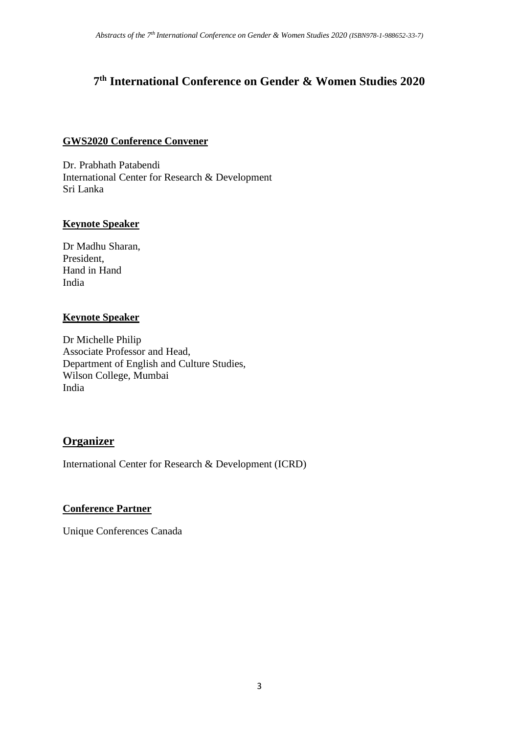# 7th International Conference on Gender & Women Studies 2020

**GWS2020 Conference Convener**

Dr. Prabhath Patabendi
International Center for Research & Development
Sri Lanka

**Keynote Speaker**

Dr Madhu Sharan,
President,
Hand in Hand
India

**Keynote Speaker**

Dr Michelle Philip
Associate Professor and Head,
Department of English and Culture Studies,
Wilson College, Mumbai
India

## Organizer

International Center for Research & Development (ICRD)

**Conference Partner**

Unique Conferences Canada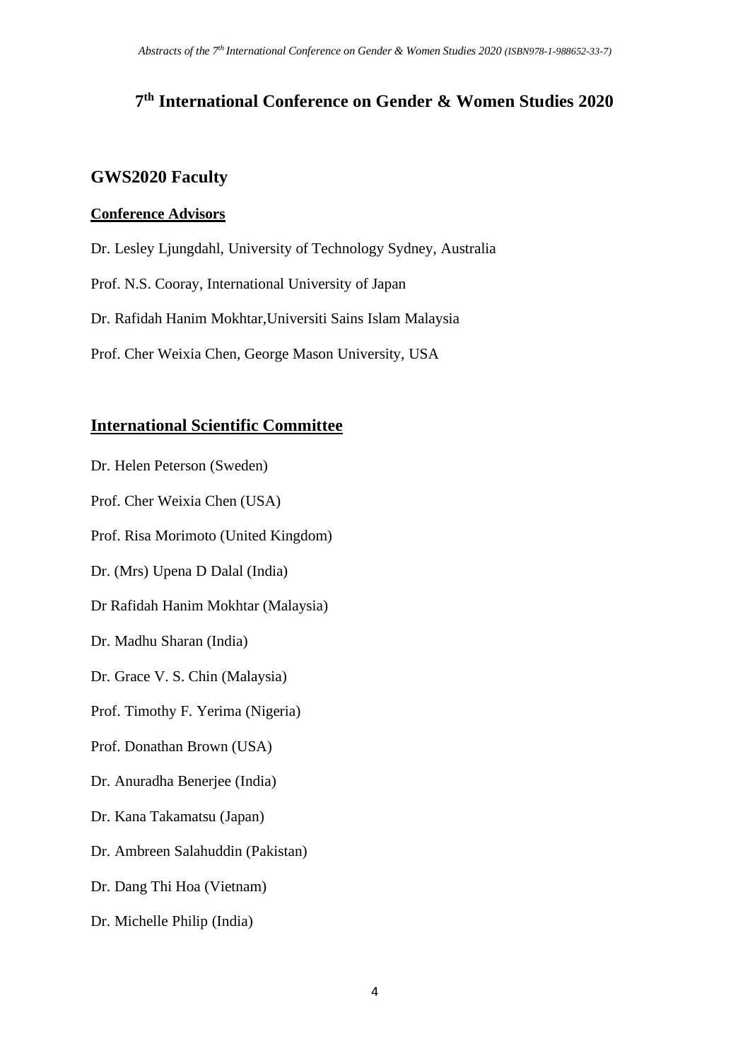# 7th International Conference on Gender & Women Studies 2020

## GWS2020 Faculty

**Conference Advisors**

Dr. Lesley Ljungdahl, University of Technology Sydney, Australia

Prof. N.S. Cooray, International University of Japan

Dr. Rafidah Hanim Mokhtar,Universiti Sains Islam Malaysia

Prof. Cher Weixia Chen, George Mason University, USA

## International Scientific Committee

Dr. Helen Peterson (Sweden)

Prof. Cher Weixia Chen (USA)

Prof. Risa Morimoto (United Kingdom)

Dr. (Mrs) Upena D Dalal (India)

Dr Rafidah Hanim Mokhtar (Malaysia)

Dr. Madhu Sharan (India)

Dr. Grace V. S. Chin (Malaysia)

Prof. Timothy F. Yerima (Nigeria)

Prof. Donathan Brown (USA)

Dr. Anuradha Benerjee (India)

Dr. Kana Takamatsu (Japan)

Dr. Ambreen Salahuddin (Pakistan)

Dr. Dang Thi Hoa (Vietnam)

Dr. Michelle Philip (India)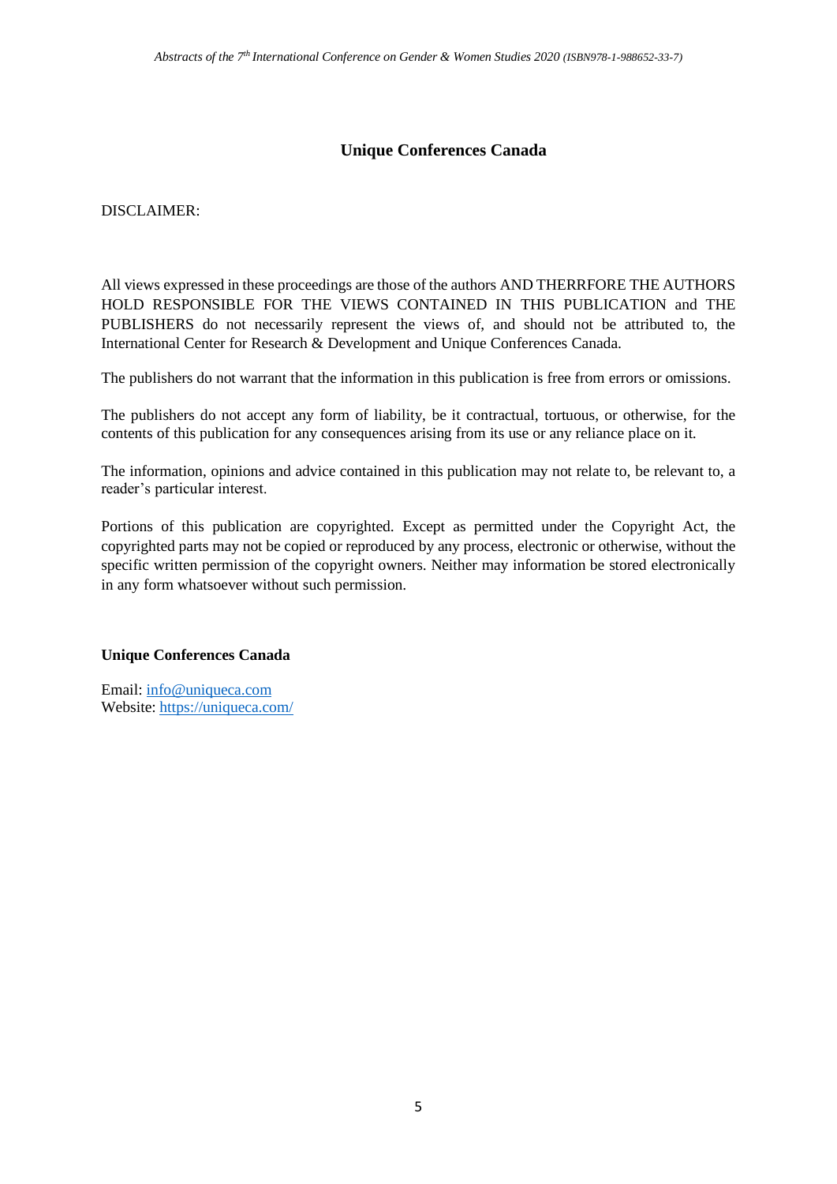## Unique Conferences Canada

DISCLAIMER:

All views expressed in these proceedings are those of the authors AND THERRFORE THE AUTHORS HOLD RESPONSIBLE FOR THE VIEWS CONTAINED IN THIS PUBLICATION and THE PUBLISHERS do not necessarily represent the views of, and should not be attributed to, the International Center for Research & Development and Unique Conferences Canada.

The publishers do not warrant that the information in this publication is free from errors or omissions.

The publishers do not accept any form of liability, be it contractual, tortuous, or otherwise, for the contents of this publication for any consequences arising from its use or any reliance place on it.

The information, opinions and advice contained in this publication may not relate to, be relevant to, a reader's particular interest.

Portions of this publication are copyrighted. Except as permitted under the Copyright Act, the copyrighted parts may not be copied or reproduced by any process, electronic or otherwise, without the specific written permission of the copyright owners. Neither may information be stored electronically in any form whatsoever without such permission.

**Unique Conferences Canada**

Email: info@uniqueca.com
Website: https://uniqueca.com/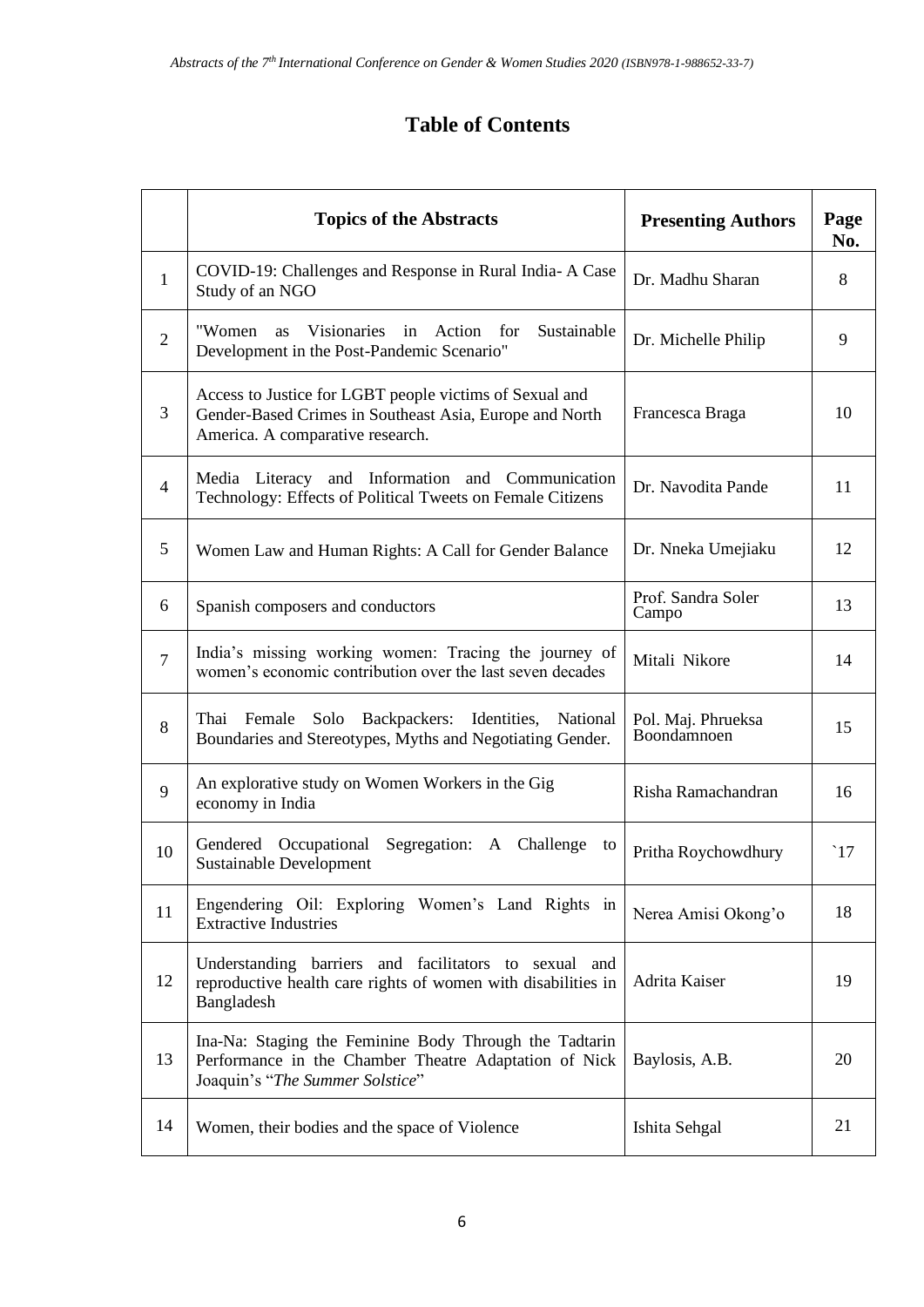# Table of Contents

| | Topics of the Abstracts | Presenting Authors | Page No. |
|---|---|---|---|
| 1 | COVID-19: Challenges and Response in Rural India- A Case Study of an NGO | Dr. Madhu Sharan | 8 |
| 2 | "Women as Visionaries in Action for Sustainable Development in the Post-Pandemic Scenario" | Dr. Michelle Philip | 9 |
| 3 | Access to Justice for LGBT people victims of Sexual and Gender-Based Crimes in Southeast Asia, Europe and North America. A comparative research. | Francesca Braga | 10 |
| 4 | Media Literacy and Information and Communication Technology: Effects of Political Tweets on Female Citizens | Dr. Navodita Pande | 11 |
| 5 | Women Law and Human Rights: A Call for Gender Balance | Dr. Nneka Umejiaku | 12 |
| 6 | Spanish composers and conductors | Prof. Sandra Soler Campo | 13 |
| 7 | India's missing working women: Tracing the journey of women's economic contribution over the last seven decades | Mitali Nikore | 14 |
| 8 | Thai Female Solo Backpackers: Identities, National Boundaries and Stereotypes, Myths and Negotiating Gender. | Pol. Maj. Phrueksa Boondamnoen | 15 |
| 9 | An explorative study on Women Workers in the Gig economy in India | Risha Ramachandran | 16 |
| 10 | Gendered Occupational Segregation: A Challenge to Sustainable Development | Pritha Roychowdhury | `17 |
| 11 | Engendering Oil: Exploring Women's Land Rights in Extractive Industries | Nerea Amisi Okong'o | 18 |
| 12 | Understanding barriers and facilitators to sexual and reproductive health care rights of women with disabilities in Bangladesh | Adrita Kaiser | 19 |
| 13 | Ina-Na: Staging the Feminine Body Through the Tadtarin Performance in the Chamber Theatre Adaptation of Nick Joaquin's "*The Summer Solstice*" | Baylosis, A.B. | 20 |
| 14 | Women, their bodies and the space of Violence | Ishita Sehgal | 21 |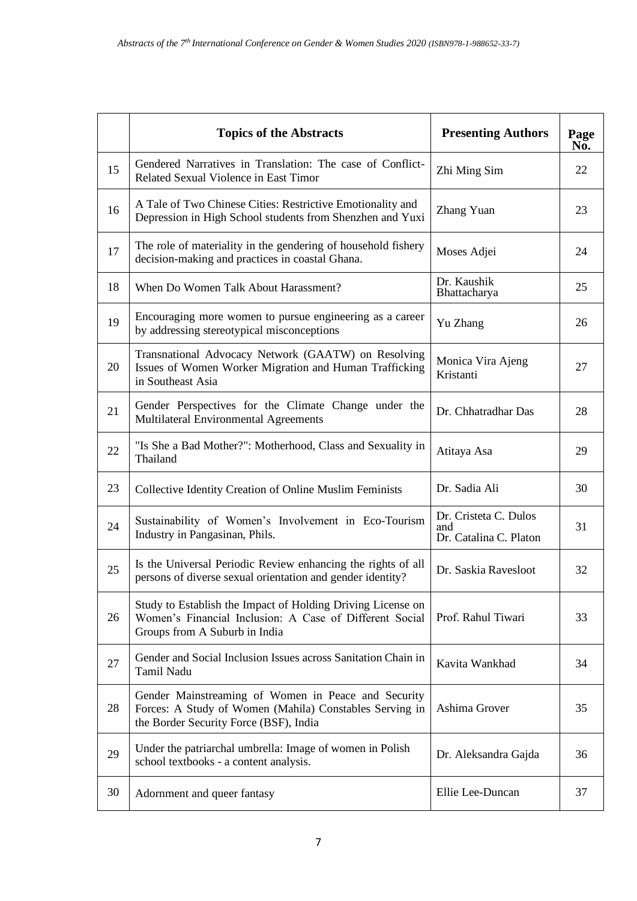|  | Topics of the Abstracts | Presenting Authors | Page No. |
|---|---|---|---|
| 15 | Gendered Narratives in Translation: The case of Conflict-Related Sexual Violence in East Timor | Zhi Ming Sim | 22 |
| 16 | A Tale of Two Chinese Cities: Restrictive Emotionality and Depression in High School students from Shenzhen and Yuxi | Zhang Yuan | 23 |
| 17 | The role of materiality in the gendering of household fishery decision-making and practices in coastal Ghana. | Moses Adjei | 24 |
| 18 | When Do Women Talk About Harassment? | Dr. Kaushik Bhattacharya | 25 |
| 19 | Encouraging more women to pursue engineering as a career by addressing stereotypical misconceptions | Yu Zhang | 26 |
| 20 | Transnational Advocacy Network (GAATW) on Resolving Issues of Women Worker Migration and Human Trafficking in Southeast Asia | Monica Vira Ajeng Kristanti | 27 |
| 21 | Gender Perspectives for the Climate Change under the Multilateral Environmental Agreements | Dr. Chhatradhar Das | 28 |
| 22 | "Is She a Bad Mother?": Motherhood, Class and Sexuality in Thailand | Atitaya Asa | 29 |
| 23 | Collective Identity Creation of Online Muslim Feminists | Dr. Sadia Ali | 30 |
| 24 | Sustainability of Women's Involvement in Eco-Tourism Industry in Pangasinan, Phils. | Dr. Cristeta C. Dulos and Dr. Catalina C. Platon | 31 |
| 25 | Is the Universal Periodic Review enhancing the rights of all persons of diverse sexual orientation and gender identity? | Dr. Saskia Ravesloot | 32 |
| 26 | Study to Establish the Impact of Holding Driving License on Women's Financial Inclusion: A Case of Different Social Groups from A Suburb in India | Prof. Rahul Tiwari | 33 |
| 27 | Gender and Social Inclusion Issues across Sanitation Chain in Tamil Nadu | Kavita Wankhad | 34 |
| 28 | Gender Mainstreaming of Women in Peace and Security Forces: A Study of Women (Mahila) Constables Serving in the Border Security Force (BSF), India | Ashima Grover | 35 |
| 29 | Under the patriarchal umbrella: Image of women in Polish school textbooks - a content analysis. | Dr. Aleksandra Gajda | 36 |
| 30 | Adornment and queer fantasy | Ellie Lee-Duncan | 37 |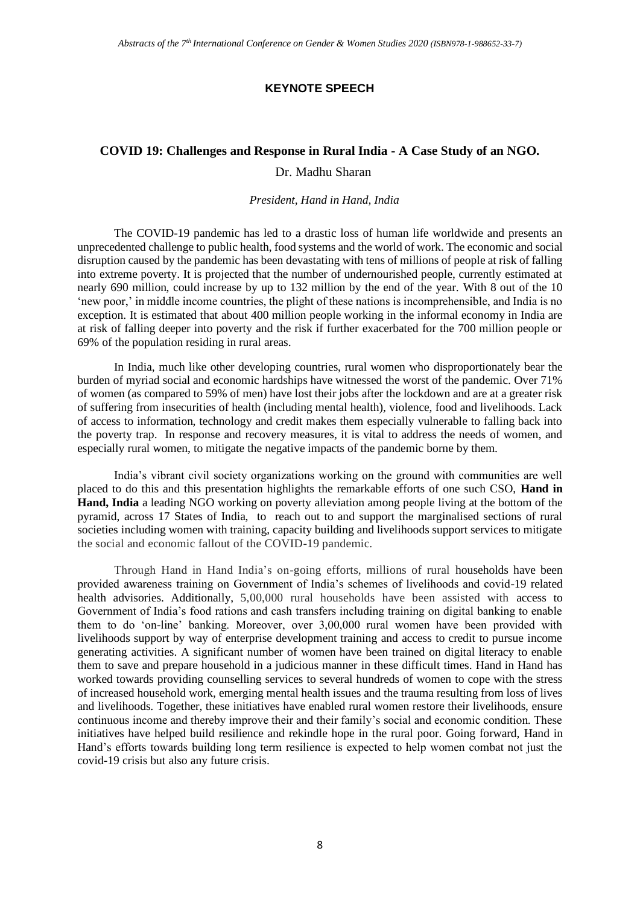## KEYNOTE SPEECH

### COVID 19: Challenges and Response in Rural India - A Case Study of an NGO.

Dr. Madhu Sharan

*President, Hand in Hand, India*

The COVID-19 pandemic has led to a drastic loss of human life worldwide and presents an unprecedented challenge to public health, food systems and the world of work. The economic and social disruption caused by the pandemic has been devastating with tens of millions of people at risk of falling into extreme poverty. It is projected that the number of undernourished people, currently estimated at nearly 690 million, could increase by up to 132 million by the end of the year. With 8 out of the 10 'new poor,' in middle income countries, the plight of these nations is incomprehensible, and India is no exception. It is estimated that about 400 million people working in the informal economy in India are at risk of falling deeper into poverty and the risk if further exacerbated for the 700 million people or 69% of the population residing in rural areas.

In India, much like other developing countries, rural women who disproportionately bear the burden of myriad social and economic hardships have witnessed the worst of the pandemic. Over 71% of women (as compared to 59% of men) have lost their jobs after the lockdown and are at a greater risk of suffering from insecurities of health (including mental health), violence, food and livelihoods. Lack of access to information, technology and credit makes them especially vulnerable to falling back into the poverty trap. In response and recovery measures, it is vital to address the needs of women, and especially rural women, to mitigate the negative impacts of the pandemic borne by them.

India's vibrant civil society organizations working on the ground with communities are well placed to do this and this presentation highlights the remarkable efforts of one such CSO, **Hand in Hand, India** a leading NGO working on poverty alleviation among people living at the bottom of the pyramid, across 17 States of India, to reach out to and support the marginalised sections of rural societies including women with training, capacity building and livelihoods support services to mitigate the social and economic fallout of the COVID-19 pandemic.

Through Hand in Hand India's on-going efforts, millions of rural households have been provided awareness training on Government of India's schemes of livelihoods and covid-19 related health advisories. Additionally, 5,00,000 rural households have been assisted with access to Government of India's food rations and cash transfers including training on digital banking to enable them to do 'on-line' banking. Moreover, over 3,00,000 rural women have been provided with livelihoods support by way of enterprise development training and access to credit to pursue income generating activities. A significant number of women have been trained on digital literacy to enable them to save and prepare household in a judicious manner in these difficult times. Hand in Hand has worked towards providing counselling services to several hundreds of women to cope with the stress of increased household work, emerging mental health issues and the trauma resulting from loss of lives and livelihoods. Together, these initiatives have enabled rural women restore their livelihoods, ensure continuous income and thereby improve their and their family's social and economic condition. These initiatives have helped build resilience and rekindle hope in the rural poor. Going forward, Hand in Hand's efforts towards building long term resilience is expected to help women combat not just the covid-19 crisis but also any future crisis.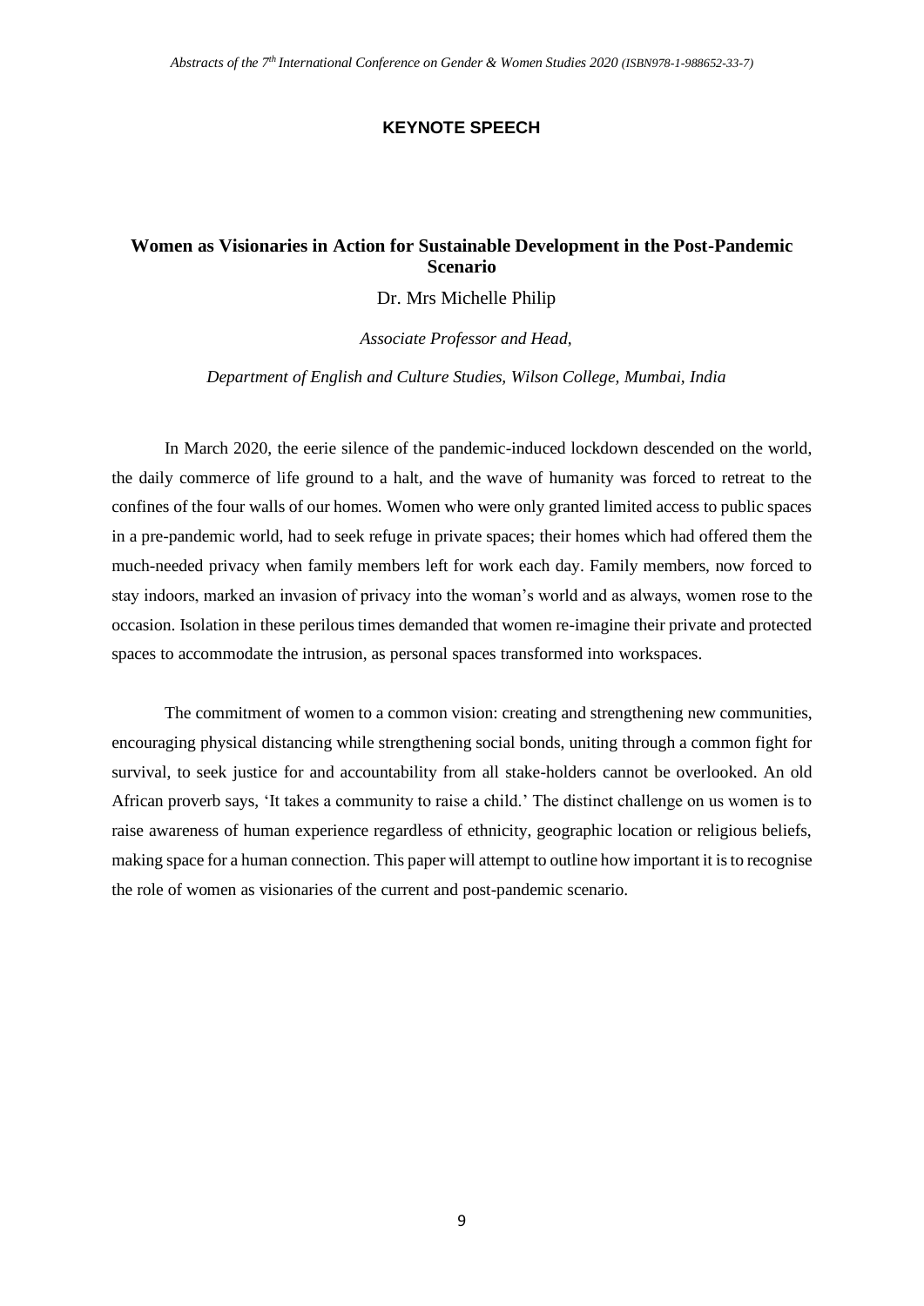## KEYNOTE SPEECH

### Women as Visionaries in Action for Sustainable Development in the Post-Pandemic Scenario

Dr. Mrs Michelle Philip

*Associate Professor and Head,*

*Department of English and Culture Studies, Wilson College, Mumbai, India*

In March 2020, the eerie silence of the pandemic-induced lockdown descended on the world, the daily commerce of life ground to a halt, and the wave of humanity was forced to retreat to the confines of the four walls of our homes. Women who were only granted limited access to public spaces in a pre-pandemic world, had to seek refuge in private spaces; their homes which had offered them the much-needed privacy when family members left for work each day. Family members, now forced to stay indoors, marked an invasion of privacy into the woman's world and as always, women rose to the occasion. Isolation in these perilous times demanded that women re-imagine their private and protected spaces to accommodate the intrusion, as personal spaces transformed into workspaces.

The commitment of women to a common vision: creating and strengthening new communities, encouraging physical distancing while strengthening social bonds, uniting through a common fight for survival, to seek justice for and accountability from all stake-holders cannot be overlooked. An old African proverb says, 'It takes a community to raise a child.' The distinct challenge on us women is to raise awareness of human experience regardless of ethnicity, geographic location or religious beliefs, making space for a human connection. This paper will attempt to outline how important it is to recognise the role of women as visionaries of the current and post-pandemic scenario.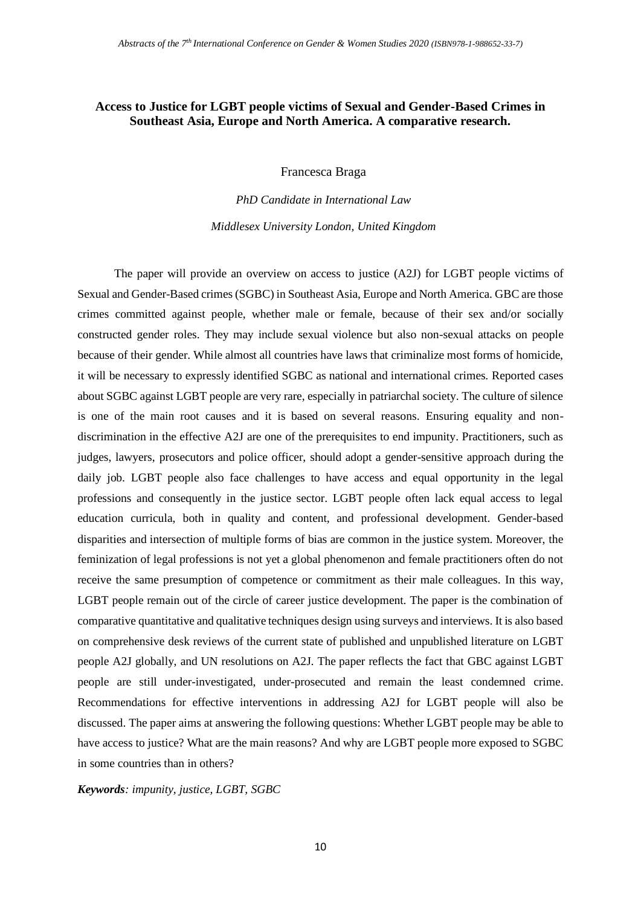## Access to Justice for LGBT people victims of Sexual and Gender-Based Crimes in Southeast Asia, Europe and North America. A comparative research.

Francesca Braga

*PhD Candidate in International Law*

*Middlesex University London, United Kingdom*

The paper will provide an overview on access to justice (A2J) for LGBT people victims of Sexual and Gender-Based crimes (SGBC) in Southeast Asia, Europe and North America. GBC are those crimes committed against people, whether male or female, because of their sex and/or socially constructed gender roles. They may include sexual violence but also non-sexual attacks on people because of their gender. While almost all countries have laws that criminalize most forms of homicide, it will be necessary to expressly identified SGBC as national and international crimes. Reported cases about SGBC against LGBT people are very rare, especially in patriarchal society. The culture of silence is one of the main root causes and it is based on several reasons. Ensuring equality and non-discrimination in the effective A2J are one of the prerequisites to end impunity. Practitioners, such as judges, lawyers, prosecutors and police officer, should adopt a gender-sensitive approach during the daily job. LGBT people also face challenges to have access and equal opportunity in the legal professions and consequently in the justice sector. LGBT people often lack equal access to legal education curricula, both in quality and content, and professional development. Gender-based disparities and intersection of multiple forms of bias are common in the justice system. Moreover, the feminization of legal professions is not yet a global phenomenon and female practitioners often do not receive the same presumption of competence or commitment as their male colleagues. In this way, LGBT people remain out of the circle of career justice development. The paper is the combination of comparative quantitative and qualitative techniques design using surveys and interviews. It is also based on comprehensive desk reviews of the current state of published and unpublished literature on LGBT people A2J globally, and UN resolutions on A2J. The paper reflects the fact that GBC against LGBT people are still under-investigated, under-prosecuted and remain the least condemned crime. Recommendations for effective interventions in addressing A2J for LGBT people will also be discussed. The paper aims at answering the following questions: Whether LGBT people may be able to have access to justice? What are the main reasons? And why are LGBT people more exposed to SGBC in some countries than in others?

***Keywords****: impunity, justice, LGBT, SGBC*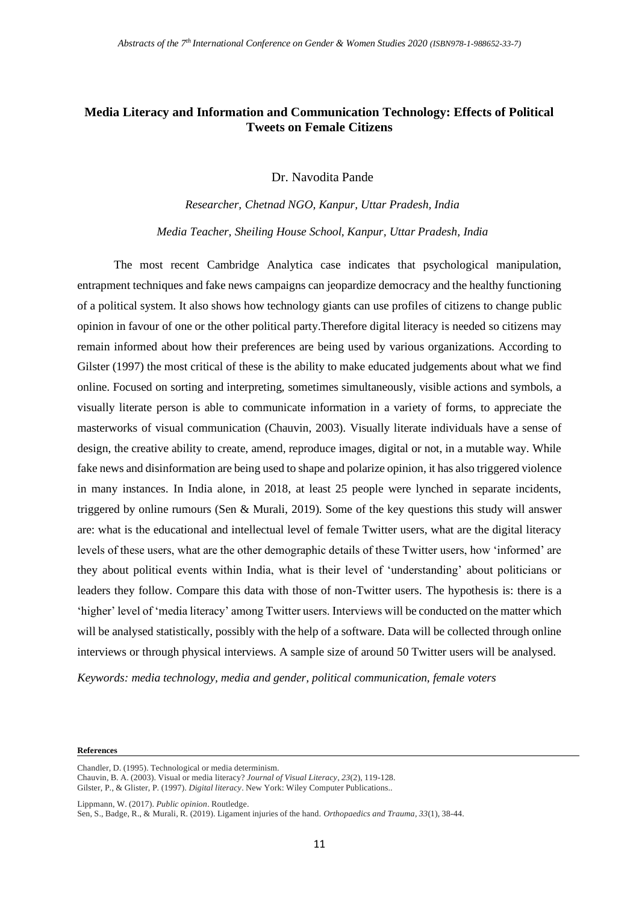## Media Literacy and Information and Communication Technology: Effects of Political Tweets on Female Citizens

Dr. Navodita Pande

*Researcher, Chetnad NGO, Kanpur, Uttar Pradesh, India*

*Media Teacher, Sheiling House School, Kanpur, Uttar Pradesh, India*

The most recent Cambridge Analytica case indicates that psychological manipulation, entrapment techniques and fake news campaigns can jeopardize democracy and the healthy functioning of a political system. It also shows how technology giants can use profiles of citizens to change public opinion in favour of one or the other political party.Therefore digital literacy is needed so citizens may remain informed about how their preferences are being used by various organizations. According to Gilster (1997) the most critical of these is the ability to make educated judgements about what we find online. Focused on sorting and interpreting, sometimes simultaneously, visible actions and symbols, a visually literate person is able to communicate information in a variety of forms, to appreciate the masterworks of visual communication (Chauvin, 2003). Visually literate individuals have a sense of design, the creative ability to create, amend, reproduce images, digital or not, in a mutable way. While fake news and disinformation are being used to shape and polarize opinion, it has also triggered violence in many instances. In India alone, in 2018, at least 25 people were lynched in separate incidents, triggered by online rumours (Sen & Murali, 2019). Some of the key questions this study will answer are: what is the educational and intellectual level of female Twitter users, what are the digital literacy levels of these users, what are the other demographic details of these Twitter users, how 'informed' are they about political events within India, what is their level of 'understanding' about politicians or leaders they follow. Compare this data with those of non-Twitter users. The hypothesis is: there is a 'higher' level of 'media literacy' among Twitter users. Interviews will be conducted on the matter which will be analysed statistically, possibly with the help of a software. Data will be collected through online interviews or through physical interviews. A sample size of around 50 Twitter users will be analysed.

*Keywords: media technology, media and gender, political communication, female voters*

**References**

Chandler, D. (1995). Technological or media determinism.

Chauvin, B. A. (2003). Visual or media literacy? *Journal of Visual Literacy*, *23*(2), 119-128.

Gilster, P., & Glister, P. (1997). *Digital literacy*. New York: Wiley Computer Publications..

Lippmann, W. (2017). *Public opinion*. Routledge.

Sen, S., Badge, R., & Murali, R. (2019). Ligament injuries of the hand. *Orthopaedics and Trauma*, *33*(1), 38-44.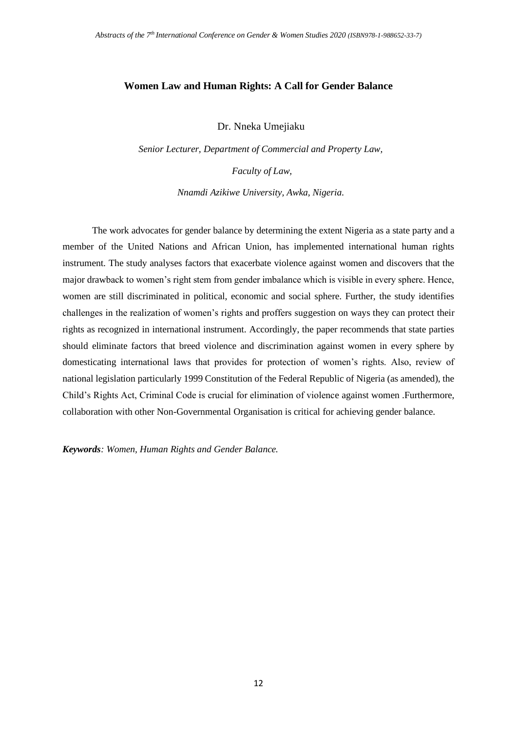## Women Law and Human Rights: A Call for Gender Balance

Dr. Nneka Umejiaku

*Senior Lecturer, Department of Commercial and Property Law,*

*Faculty of Law,*

*Nnamdi Azikiwe University, Awka, Nigeria.*

The work advocates for gender balance by determining the extent Nigeria as a state party and a member of the United Nations and African Union, has implemented international human rights instrument. The study analyses factors that exacerbate violence against women and discovers that the major drawback to women's right stem from gender imbalance which is visible in every sphere. Hence, women are still discriminated in political, economic and social sphere. Further, the study identifies challenges in the realization of women's rights and proffers suggestion on ways they can protect their rights as recognized in international instrument. Accordingly, the paper recommends that state parties should eliminate factors that breed violence and discrimination against women in every sphere by domesticating international laws that provides for protection of women's rights. Also, review of national legislation particularly 1999 Constitution of the Federal Republic of Nigeria (as amended), the Child's Rights Act, Criminal Code is crucial for elimination of violence against women .Furthermore, collaboration with other Non-Governmental Organisation is critical for achieving gender balance.

***Keywords****: Women, Human Rights and Gender Balance.*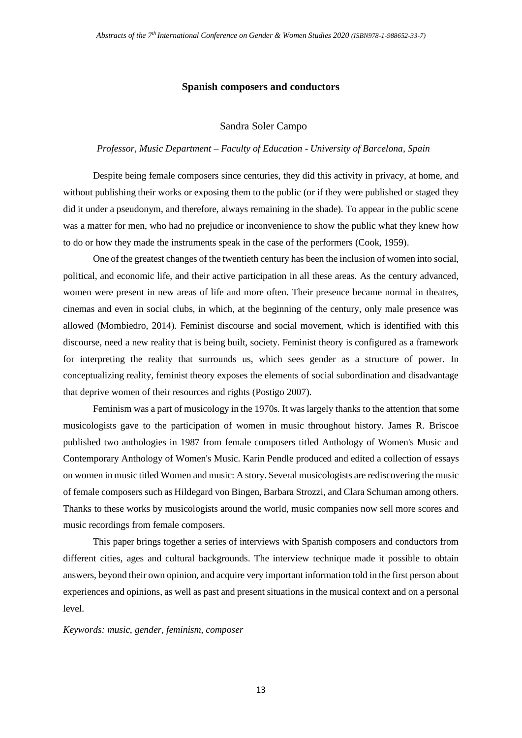## Spanish composers and conductors

Sandra Soler Campo

*Professor, Music Department – Faculty of Education - University of Barcelona, Spain*

Despite being female composers since centuries, they did this activity in privacy, at home, and without publishing their works or exposing them to the public (or if they were published or staged they did it under a pseudonym, and therefore, always remaining in the shade). To appear in the public scene was a matter for men, who had no prejudice or inconvenience to show the public what they knew how to do or how they made the instruments speak in the case of the performers (Cook, 1959).

One of the greatest changes of the twentieth century has been the inclusion of women into social, political, and economic life, and their active participation in all these areas. As the century advanced, women were present in new areas of life and more often. Their presence became normal in theatres, cinemas and even in social clubs, in which, at the beginning of the century, only male presence was allowed (Mombiedro, 2014). Feminist discourse and social movement, which is identified with this discourse, need a new reality that is being built, society. Feminist theory is configured as a framework for interpreting the reality that surrounds us, which sees gender as a structure of power. In conceptualizing reality, feminist theory exposes the elements of social subordination and disadvantage that deprive women of their resources and rights (Postigo 2007).

Feminism was a part of musicology in the 1970s. It was largely thanks to the attention that some musicologists gave to the participation of women in music throughout history. James R. Briscoe published two anthologies in 1987 from female composers titled Anthology of Women's Music and Contemporary Anthology of Women's Music. Karin Pendle produced and edited a collection of essays on women in music titled Women and music: A story. Several musicologists are rediscovering the music of female composers such as Hildegard von Bingen, Barbara Strozzi, and Clara Schuman among others. Thanks to these works by musicologists around the world, music companies now sell more scores and music recordings from female composers.

This paper brings together a series of interviews with Spanish composers and conductors from different cities, ages and cultural backgrounds. The interview technique made it possible to obtain answers, beyond their own opinion, and acquire very important information told in the first person about experiences and opinions, as well as past and present situations in the musical context and on a personal level.

*Keywords: music, gender, feminism, composer*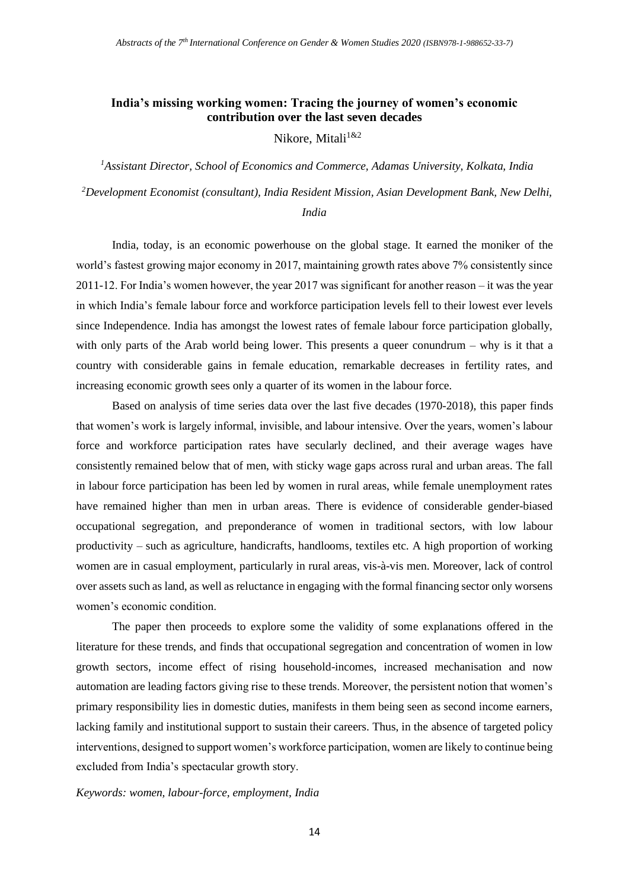## India's missing working women: Tracing the journey of women's economic contribution over the last seven decades

Nikore, Mitali[1&2]

*[1]Assistant Director, School of Economics and Commerce, Adamas University, Kolkata, India*

*[2]Development Economist (consultant), India Resident Mission, Asian Development Bank, New Delhi, India*

India, today, is an economic powerhouse on the global stage. It earned the moniker of the world's fastest growing major economy in 2017, maintaining growth rates above 7% consistently since 2011-12. For India's women however, the year 2017 was significant for another reason – it was the year in which India's female labour force and workforce participation levels fell to their lowest ever levels since Independence. India has amongst the lowest rates of female labour force participation globally, with only parts of the Arab world being lower. This presents a queer conundrum – why is it that a country with considerable gains in female education, remarkable decreases in fertility rates, and increasing economic growth sees only a quarter of its women in the labour force.

Based on analysis of time series data over the last five decades (1970-2018), this paper finds that women's work is largely informal, invisible, and labour intensive. Over the years, women's labour force and workforce participation rates have secularly declined, and their average wages have consistently remained below that of men, with sticky wage gaps across rural and urban areas. The fall in labour force participation has been led by women in rural areas, while female unemployment rates have remained higher than men in urban areas. There is evidence of considerable gender-biased occupational segregation, and preponderance of women in traditional sectors, with low labour productivity – such as agriculture, handicrafts, handlooms, textiles etc. A high proportion of working women are in casual employment, particularly in rural areas, vis-à-vis men. Moreover, lack of control over assets such as land, as well as reluctance in engaging with the formal financing sector only worsens women's economic condition.

The paper then proceeds to explore some the validity of some explanations offered in the literature for these trends, and finds that occupational segregation and concentration of women in low growth sectors, income effect of rising household-incomes, increased mechanisation and now automation are leading factors giving rise to these trends. Moreover, the persistent notion that women's primary responsibility lies in domestic duties, manifests in them being seen as second income earners, lacking family and institutional support to sustain their careers. Thus, in the absence of targeted policy interventions, designed to support women's workforce participation, women are likely to continue being excluded from India's spectacular growth story.

*Keywords: women, labour-force, employment, India*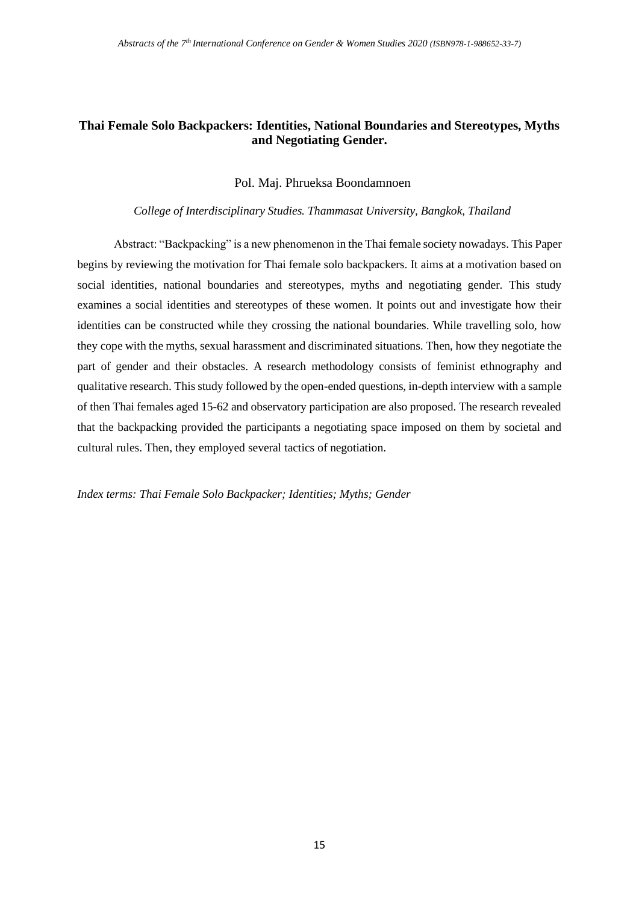**Thai Female Solo Backpackers: Identities, National Boundaries and Stereotypes, Myths and Negotiating Gender.**

Pol. Maj. Phrueksa Boondamnoen

*College of Interdisciplinary Studies. Thammasat University, Bangkok, Thailand*

Abstract: "Backpacking" is a new phenomenon in the Thai female society nowadays. This Paper begins by reviewing the motivation for Thai female solo backpackers. It aims at a motivation based on social identities, national boundaries and stereotypes, myths and negotiating gender. This study examines a social identities and stereotypes of these women. It points out and investigate how their identities can be constructed while they crossing the national boundaries. While travelling solo, how they cope with the myths, sexual harassment and discriminated situations. Then, how they negotiate the part of gender and their obstacles. A research methodology consists of feminist ethnography and qualitative research. This study followed by the open-ended questions, in-depth interview with a sample of then Thai females aged 15-62 and observatory participation are also proposed. The research revealed that the backpacking provided the participants a negotiating space imposed on them by societal and cultural rules. Then, they employed several tactics of negotiation.

*Index terms: Thai Female Solo Backpacker; Identities; Myths; Gender*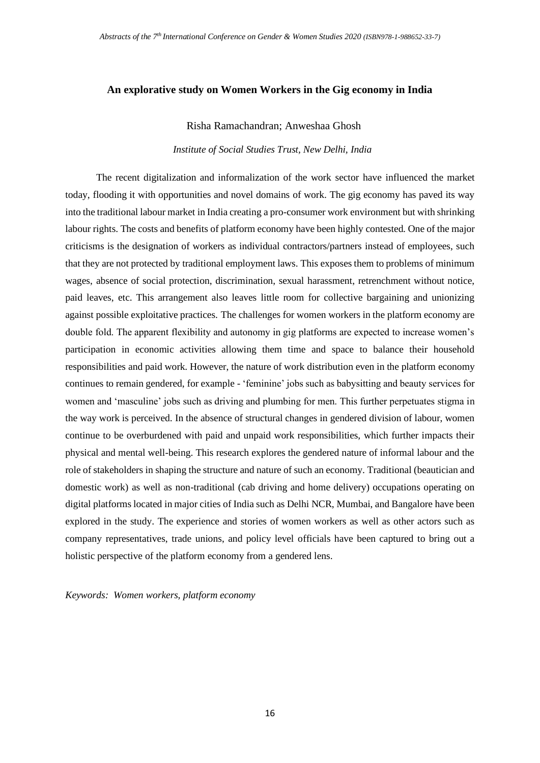## An explorative study on Women Workers in the Gig economy in India

Risha Ramachandran; Anweshaa Ghosh

*Institute of Social Studies Trust, New Delhi, India*

The recent digitalization and informalization of the work sector have influenced the market today, flooding it with opportunities and novel domains of work. The gig economy has paved its way into the traditional labour market in India creating a pro-consumer work environment but with shrinking labour rights. The costs and benefits of platform economy have been highly contested. One of the major criticisms is the designation of workers as individual contractors/partners instead of employees, such that they are not protected by traditional employment laws. This exposes them to problems of minimum wages, absence of social protection, discrimination, sexual harassment, retrenchment without notice, paid leaves, etc. This arrangement also leaves little room for collective bargaining and unionizing against possible exploitative practices. The challenges for women workers in the platform economy are double fold. The apparent flexibility and autonomy in gig platforms are expected to increase women's participation in economic activities allowing them time and space to balance their household responsibilities and paid work. However, the nature of work distribution even in the platform economy continues to remain gendered, for example - 'feminine' jobs such as babysitting and beauty services for women and 'masculine' jobs such as driving and plumbing for men. This further perpetuates stigma in the way work is perceived. In the absence of structural changes in gendered division of labour, women continue to be overburdened with paid and unpaid work responsibilities, which further impacts their physical and mental well-being. This research explores the gendered nature of informal labour and the role of stakeholders in shaping the structure and nature of such an economy. Traditional (beautician and domestic work) as well as non-traditional (cab driving and home delivery) occupations operating on digital platforms located in major cities of India such as Delhi NCR, Mumbai, and Bangalore have been explored in the study. The experience and stories of women workers as well as other actors such as company representatives, trade unions, and policy level officials have been captured to bring out a holistic perspective of the platform economy from a gendered lens.

*Keywords: Women workers, platform economy*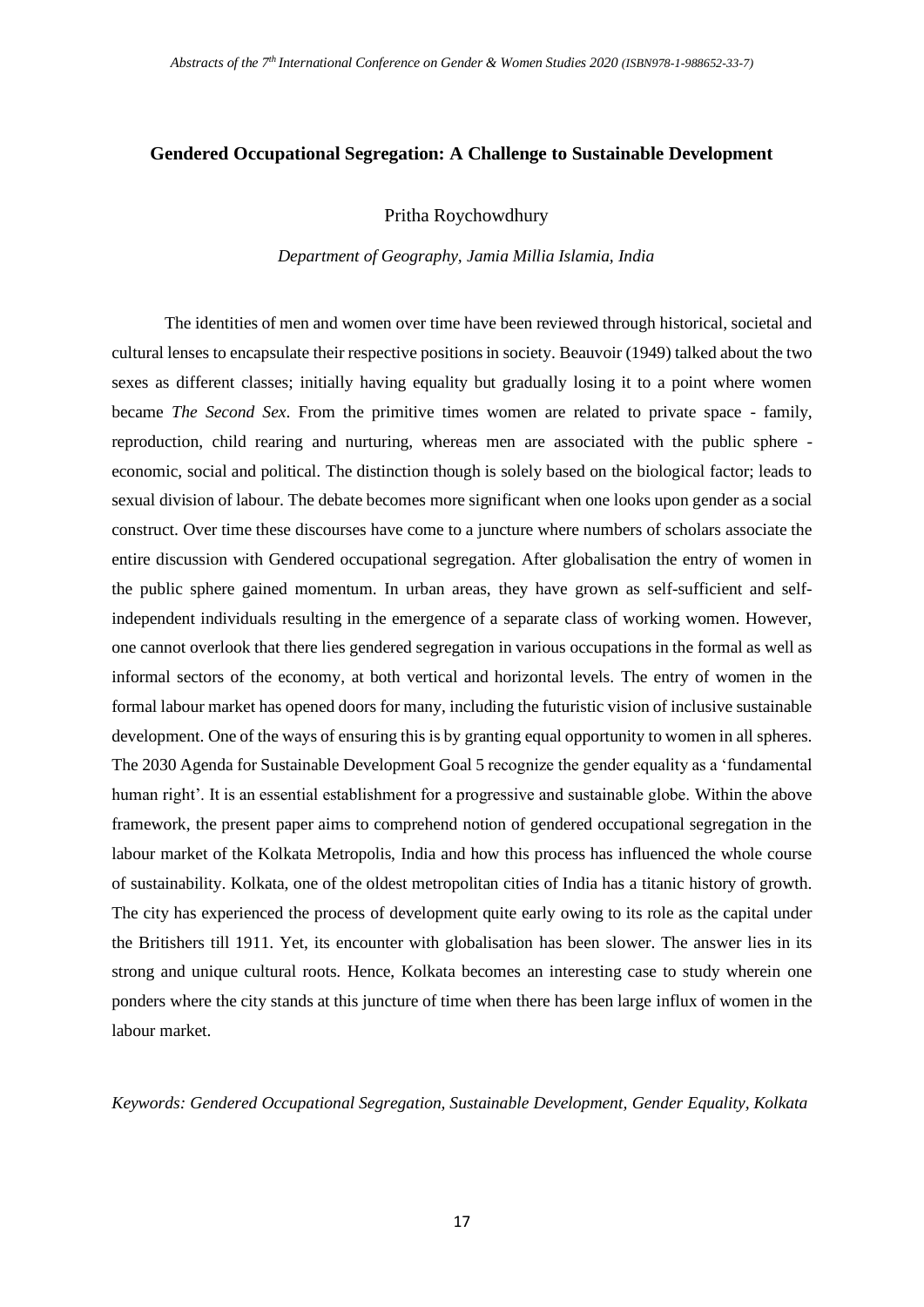## Gendered Occupational Segregation: A Challenge to Sustainable Development

Pritha Roychowdhury

*Department of Geography, Jamia Millia Islamia, India*

The identities of men and women over time have been reviewed through historical, societal and cultural lenses to encapsulate their respective positions in society. Beauvoir (1949) talked about the two sexes as different classes; initially having equality but gradually losing it to a point where women became *The Second Sex*. From the primitive times women are related to private space - family, reproduction, child rearing and nurturing, whereas men are associated with the public sphere - economic, social and political. The distinction though is solely based on the biological factor; leads to sexual division of labour. The debate becomes more significant when one looks upon gender as a social construct. Over time these discourses have come to a juncture where numbers of scholars associate the entire discussion with Gendered occupational segregation. After globalisation the entry of women in the public sphere gained momentum. In urban areas, they have grown as self-sufficient and self-independent individuals resulting in the emergence of a separate class of working women. However, one cannot overlook that there lies gendered segregation in various occupations in the formal as well as informal sectors of the economy, at both vertical and horizontal levels. The entry of women in the formal labour market has opened doors for many, including the futuristic vision of inclusive sustainable development. One of the ways of ensuring this is by granting equal opportunity to women in all spheres. The 2030 Agenda for Sustainable Development Goal 5 recognize the gender equality as a 'fundamental human right'. It is an essential establishment for a progressive and sustainable globe. Within the above framework, the present paper aims to comprehend notion of gendered occupational segregation in the labour market of the Kolkata Metropolis, India and how this process has influenced the whole course of sustainability. Kolkata, one of the oldest metropolitan cities of India has a titanic history of growth. The city has experienced the process of development quite early owing to its role as the capital under the Britishers till 1911. Yet, its encounter with globalisation has been slower. The answer lies in its strong and unique cultural roots. Hence, Kolkata becomes an interesting case to study wherein one ponders where the city stands at this juncture of time when there has been large influx of women in the labour market.

*Keywords: Gendered Occupational Segregation, Sustainable Development, Gender Equality, Kolkata*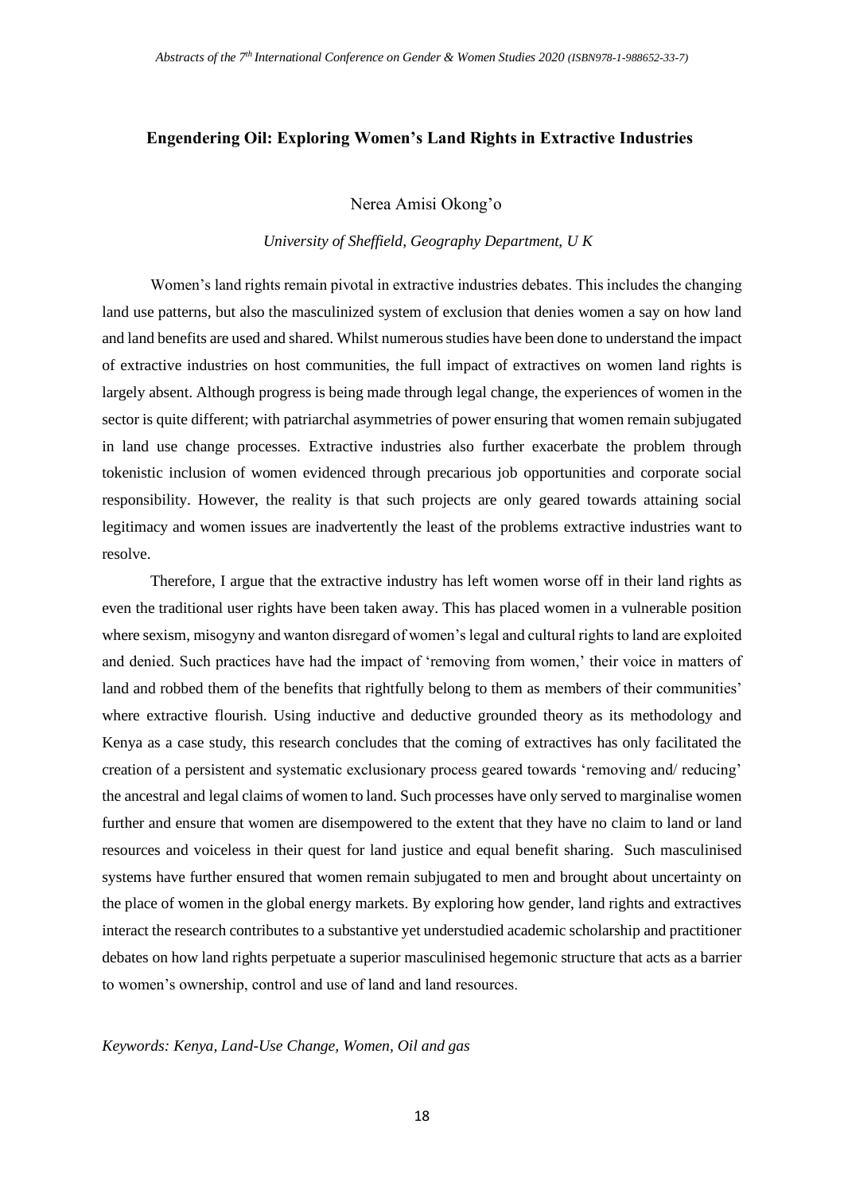## Engendering Oil: Exploring Women's Land Rights in Extractive Industries

Nerea Amisi Okong'o

*University of Sheffield, Geography Department, U K*

Women's land rights remain pivotal in extractive industries debates. This includes the changing land use patterns, but also the masculinized system of exclusion that denies women a say on how land and land benefits are used and shared. Whilst numerous studies have been done to understand the impact of extractive industries on host communities, the full impact of extractives on women land rights is largely absent. Although progress is being made through legal change, the experiences of women in the sector is quite different; with patriarchal asymmetries of power ensuring that women remain subjugated in land use change processes. Extractive industries also further exacerbate the problem through tokenistic inclusion of women evidenced through precarious job opportunities and corporate social responsibility. However, the reality is that such projects are only geared towards attaining social legitimacy and women issues are inadvertently the least of the problems extractive industries want to resolve.

Therefore, I argue that the extractive industry has left women worse off in their land rights as even the traditional user rights have been taken away. This has placed women in a vulnerable position where sexism, misogyny and wanton disregard of women's legal and cultural rights to land are exploited and denied. Such practices have had the impact of 'removing from women,' their voice in matters of land and robbed them of the benefits that rightfully belong to them as members of their communities' where extractive flourish. Using inductive and deductive grounded theory as its methodology and Kenya as a case study, this research concludes that the coming of extractives has only facilitated the creation of a persistent and systematic exclusionary process geared towards 'removing and/ reducing' the ancestral and legal claims of women to land. Such processes have only served to marginalise women further and ensure that women are disempowered to the extent that they have no claim to land or land resources and voiceless in their quest for land justice and equal benefit sharing. Such masculinised systems have further ensured that women remain subjugated to men and brought about uncertainty on the place of women in the global energy markets. By exploring how gender, land rights and extractives interact the research contributes to a substantive yet understudied academic scholarship and practitioner debates on how land rights perpetuate a superior masculinised hegemonic structure that acts as a barrier to women's ownership, control and use of land and land resources.

*Keywords: Kenya, Land-Use Change, Women, Oil and gas*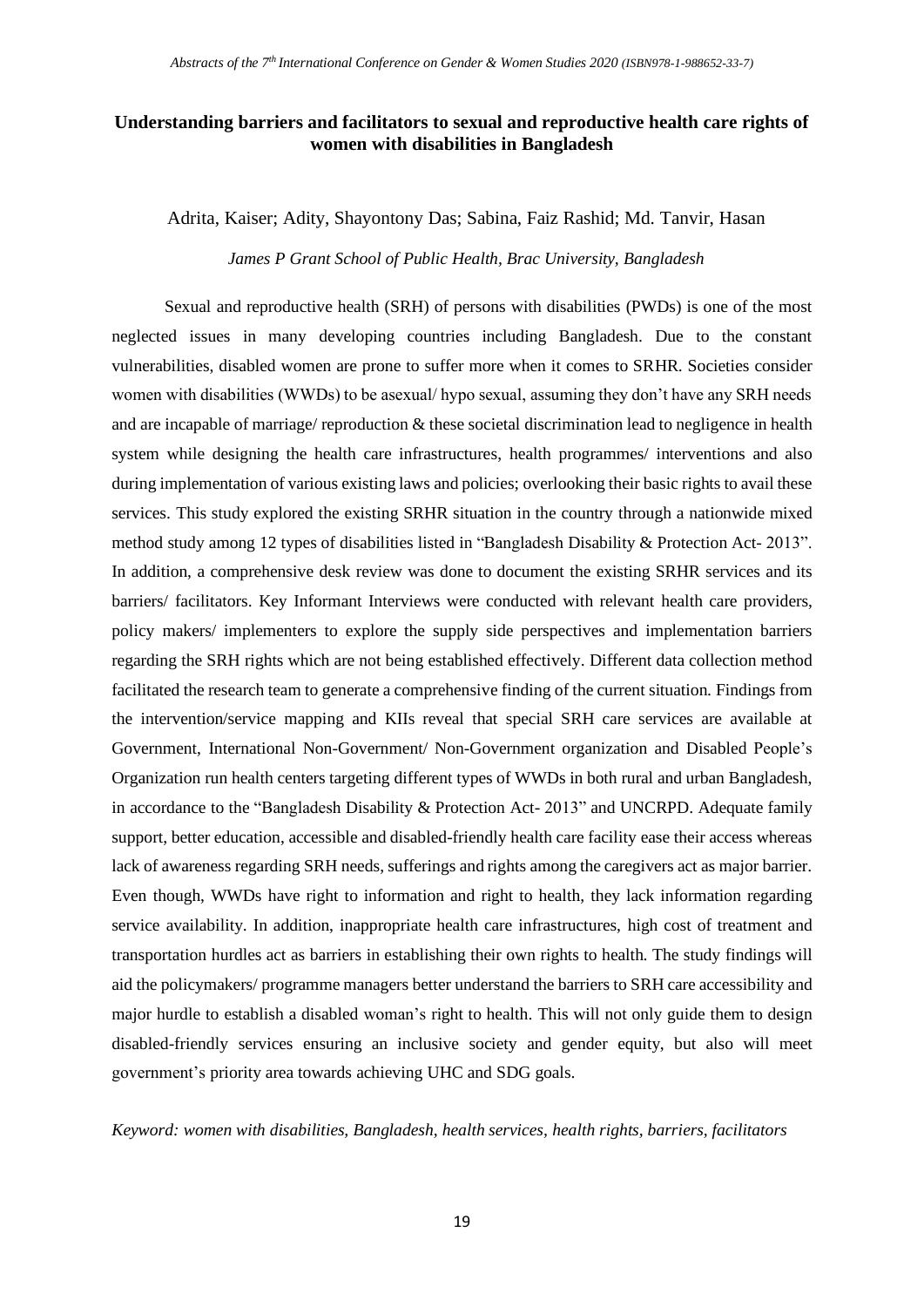## Understanding barriers and facilitators to sexual and reproductive health care rights of women with disabilities in Bangladesh

Adrita, Kaiser; Adity, Shayontony Das; Sabina, Faiz Rashid; Md. Tanvir, Hasan

*James P Grant School of Public Health, Brac University, Bangladesh*

Sexual and reproductive health (SRH) of persons with disabilities (PWDs) is one of the most neglected issues in many developing countries including Bangladesh. Due to the constant vulnerabilities, disabled women are prone to suffer more when it comes to SRHR. Societies consider women with disabilities (WWDs) to be asexual/ hypo sexual, assuming they don't have any SRH needs and are incapable of marriage/ reproduction & these societal discrimination lead to negligence in health system while designing the health care infrastructures, health programmes/ interventions and also during implementation of various existing laws and policies; overlooking their basic rights to avail these services. This study explored the existing SRHR situation in the country through a nationwide mixed method study among 12 types of disabilities listed in "Bangladesh Disability & Protection Act- 2013". In addition, a comprehensive desk review was done to document the existing SRHR services and its barriers/ facilitators. Key Informant Interviews were conducted with relevant health care providers, policy makers/ implementers to explore the supply side perspectives and implementation barriers regarding the SRH rights which are not being established effectively. Different data collection method facilitated the research team to generate a comprehensive finding of the current situation. Findings from the intervention/service mapping and KIIs reveal that special SRH care services are available at Government, International Non-Government/ Non-Government organization and Disabled People's Organization run health centers targeting different types of WWDs in both rural and urban Bangladesh, in accordance to the "Bangladesh Disability & Protection Act- 2013" and UNCRPD. Adequate family support, better education, accessible and disabled-friendly health care facility ease their access whereas lack of awareness regarding SRH needs, sufferings and rights among the caregivers act as major barrier. Even though, WWDs have right to information and right to health, they lack information regarding service availability. In addition, inappropriate health care infrastructures, high cost of treatment and transportation hurdles act as barriers in establishing their own rights to health. The study findings will aid the policymakers/ programme managers better understand the barriers to SRH care accessibility and major hurdle to establish a disabled woman's right to health. This will not only guide them to design disabled-friendly services ensuring an inclusive society and gender equity, but also will meet government's priority area towards achieving UHC and SDG goals.

*Keyword: women with disabilities, Bangladesh, health services, health rights, barriers, facilitators*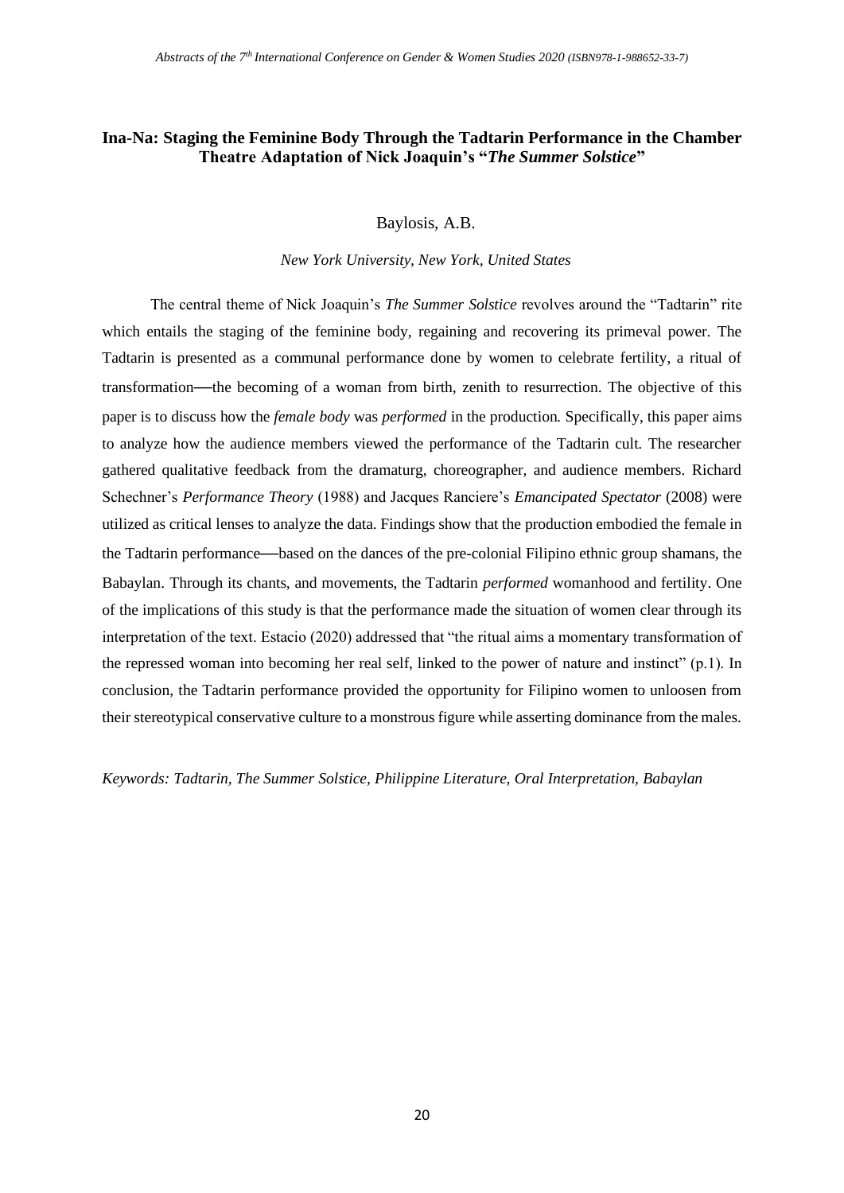## Ina-Na: Staging the Feminine Body Through the Tadtarin Performance in the Chamber Theatre Adaptation of Nick Joaquin's "*The Summer Solstice*"

Baylosis, A.B.

*New York University, New York, United States*

The central theme of Nick Joaquin's *The Summer Solstice* revolves around the "Tadtarin" rite which entails the staging of the feminine body, regaining and recovering its primeval power. The Tadtarin is presented as a communal performance done by women to celebrate fertility, a ritual of transformation—the becoming of a woman from birth, zenith to resurrection. The objective of this paper is to discuss how the *female body* was *performed* in the production. Specifically, this paper aims to analyze how the audience members viewed the performance of the Tadtarin cult. The researcher gathered qualitative feedback from the dramaturg, choreographer, and audience members. Richard Schechner's *Performance Theory* (1988) and Jacques Ranciere's *Emancipated Spectator* (2008) were utilized as critical lenses to analyze the data. Findings show that the production embodied the female in the Tadtarin performance—based on the dances of the pre-colonial Filipino ethnic group shamans, the Babaylan. Through its chants, and movements, the Tadtarin *performed* womanhood and fertility. One of the implications of this study is that the performance made the situation of women clear through its interpretation of the text. Estacio (2020) addressed that "the ritual aims a momentary transformation of the repressed woman into becoming her real self, linked to the power of nature and instinct" (p.1). In conclusion, the Tadtarin performance provided the opportunity for Filipino women to unloosen from their stereotypical conservative culture to a monstrous figure while asserting dominance from the males.

*Keywords: Tadtarin, The Summer Solstice, Philippine Literature, Oral Interpretation, Babaylan*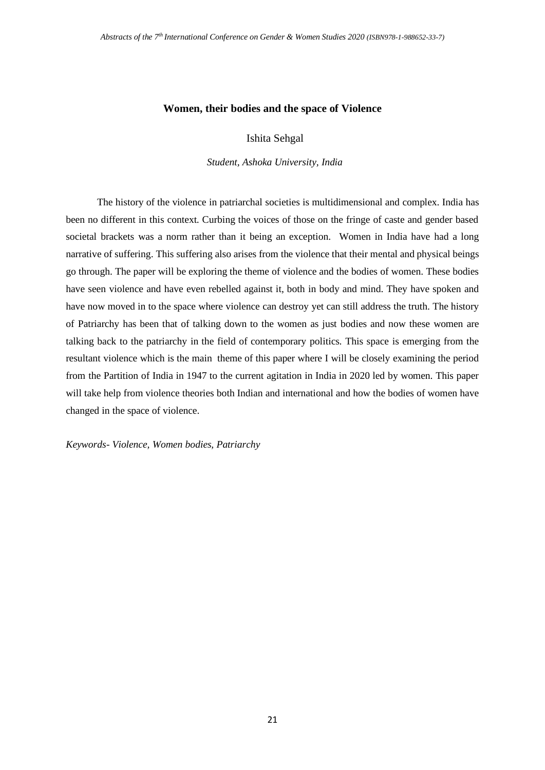## Women, their bodies and the space of Violence

Ishita Sehgal

*Student, Ashoka University, India*

The history of the violence in patriarchal societies is multidimensional and complex. India has been no different in this context. Curbing the voices of those on the fringe of caste and gender based societal brackets was a norm rather than it being an exception. Women in India have had a long narrative of suffering. This suffering also arises from the violence that their mental and physical beings go through. The paper will be exploring the theme of violence and the bodies of women. These bodies have seen violence and have even rebelled against it, both in body and mind. They have spoken and have now moved in to the space where violence can destroy yet can still address the truth. The history of Patriarchy has been that of talking down to the women as just bodies and now these women are talking back to the patriarchy in the field of contemporary politics. This space is emerging from the resultant violence which is the main theme of this paper where I will be closely examining the period from the Partition of India in 1947 to the current agitation in India in 2020 led by women. This paper will take help from violence theories both Indian and international and how the bodies of women have changed in the space of violence.

*Keywords- Violence, Women bodies, Patriarchy*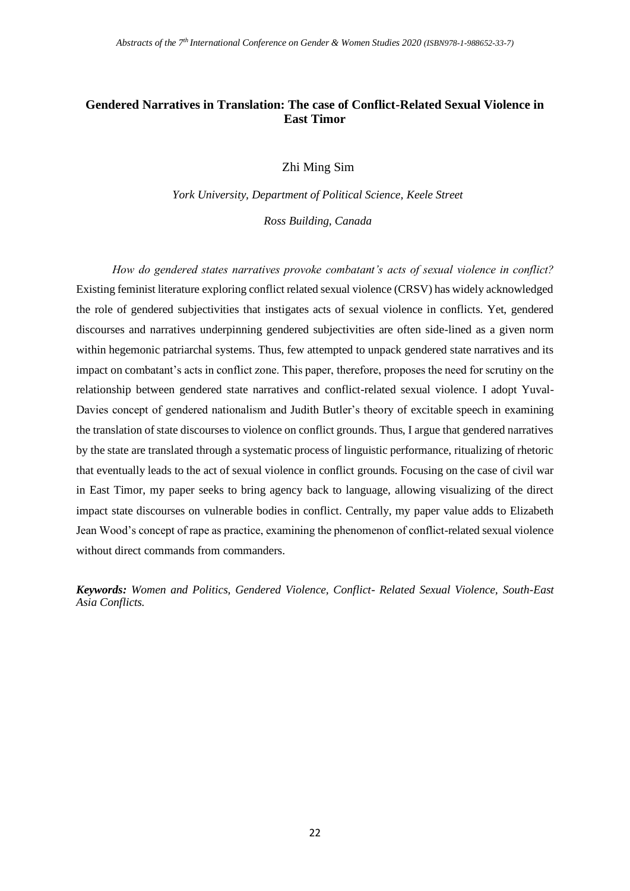## Gendered Narratives in Translation: The case of Conflict-Related Sexual Violence in East Timor

Zhi Ming Sim

*York University, Department of Political Science, Keele Street*

*Ross Building, Canada*

*How do gendered states narratives provoke combatant's acts of sexual violence in conflict?* Existing feminist literature exploring conflict related sexual violence (CRSV) has widely acknowledged the role of gendered subjectivities that instigates acts of sexual violence in conflicts. Yet, gendered discourses and narratives underpinning gendered subjectivities are often side-lined as a given norm within hegemonic patriarchal systems. Thus, few attempted to unpack gendered state narratives and its impact on combatant's acts in conflict zone. This paper, therefore, proposes the need for scrutiny on the relationship between gendered state narratives and conflict-related sexual violence. I adopt Yuval-Davies concept of gendered nationalism and Judith Butler's theory of excitable speech in examining the translation of state discourses to violence on conflict grounds. Thus, I argue that gendered narratives by the state are translated through a systematic process of linguistic performance, ritualizing of rhetoric that eventually leads to the act of sexual violence in conflict grounds. Focusing on the case of civil war in East Timor, my paper seeks to bring agency back to language, allowing visualizing of the direct impact state discourses on vulnerable bodies in conflict. Centrally, my paper value adds to Elizabeth Jean Wood's concept of rape as practice, examining the phenomenon of conflict-related sexual violence without direct commands from commanders.

***Keywords:*** *Women and Politics, Gendered Violence, Conflict- Related Sexual Violence, South-East Asia Conflicts.*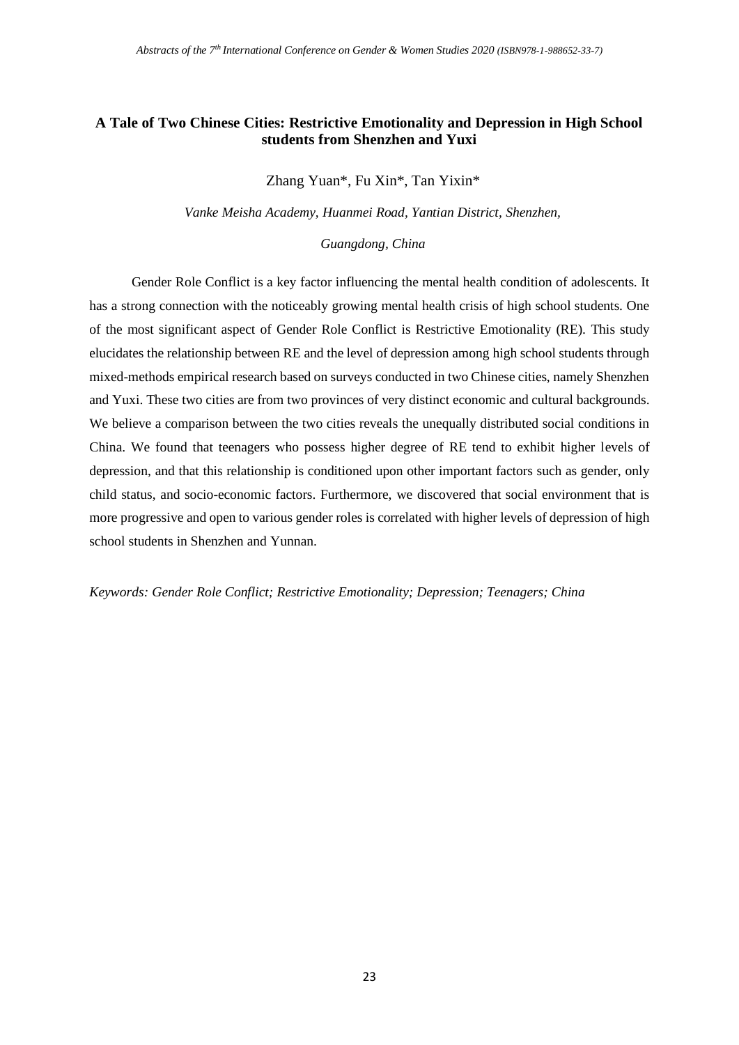## A Tale of Two Chinese Cities: Restrictive Emotionality and Depression in High School students from Shenzhen and Yuxi

Zhang Yuan*, Fu Xin*, Tan Yixin*

*Vanke Meisha Academy, Huanmei Road, Yantian District, Shenzhen,*

*Guangdong, China*

Gender Role Conflict is a key factor influencing the mental health condition of adolescents. It has a strong connection with the noticeably growing mental health crisis of high school students. One of the most significant aspect of Gender Role Conflict is Restrictive Emotionality (RE). This study elucidates the relationship between RE and the level of depression among high school students through mixed-methods empirical research based on surveys conducted in two Chinese cities, namely Shenzhen and Yuxi. These two cities are from two provinces of very distinct economic and cultural backgrounds. We believe a comparison between the two cities reveals the unequally distributed social conditions in China. We found that teenagers who possess higher degree of RE tend to exhibit higher levels of depression, and that this relationship is conditioned upon other important factors such as gender, only child status, and socio-economic factors. Furthermore, we discovered that social environment that is more progressive and open to various gender roles is correlated with higher levels of depression of high school students in Shenzhen and Yunnan.

*Keywords: Gender Role Conflict; Restrictive Emotionality; Depression; Teenagers; China*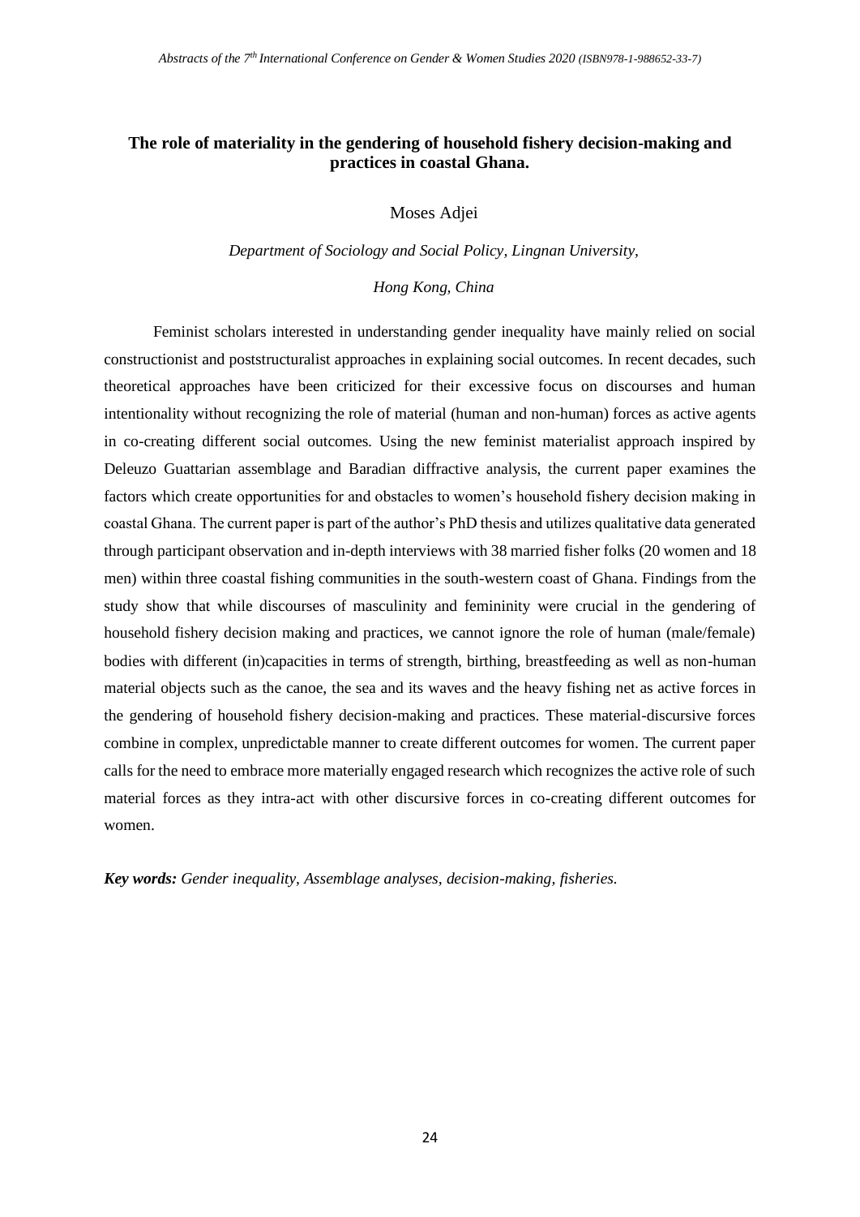## The role of materiality in the gendering of household fishery decision-making and practices in coastal Ghana.

Moses Adjei

*Department of Sociology and Social Policy, Lingnan University,*

*Hong Kong, China*

Feminist scholars interested in understanding gender inequality have mainly relied on social constructionist and poststructuralist approaches in explaining social outcomes. In recent decades, such theoretical approaches have been criticized for their excessive focus on discourses and human intentionality without recognizing the role of material (human and non-human) forces as active agents in co-creating different social outcomes. Using the new feminist materialist approach inspired by Deleuzo Guattarian assemblage and Baradian diffractive analysis, the current paper examines the factors which create opportunities for and obstacles to women's household fishery decision making in coastal Ghana. The current paper is part of the author's PhD thesis and utilizes qualitative data generated through participant observation and in-depth interviews with 38 married fisher folks (20 women and 18 men) within three coastal fishing communities in the south-western coast of Ghana. Findings from the study show that while discourses of masculinity and femininity were crucial in the gendering of household fishery decision making and practices, we cannot ignore the role of human (male/female) bodies with different (in)capacities in terms of strength, birthing, breastfeeding as well as non-human material objects such as the canoe, the sea and its waves and the heavy fishing net as active forces in the gendering of household fishery decision-making and practices. These material-discursive forces combine in complex, unpredictable manner to create different outcomes for women. The current paper calls for the need to embrace more materially engaged research which recognizes the active role of such material forces as they intra-act with other discursive forces in co-creating different outcomes for women.

***Key words:*** *Gender inequality, Assemblage analyses, decision-making, fisheries.*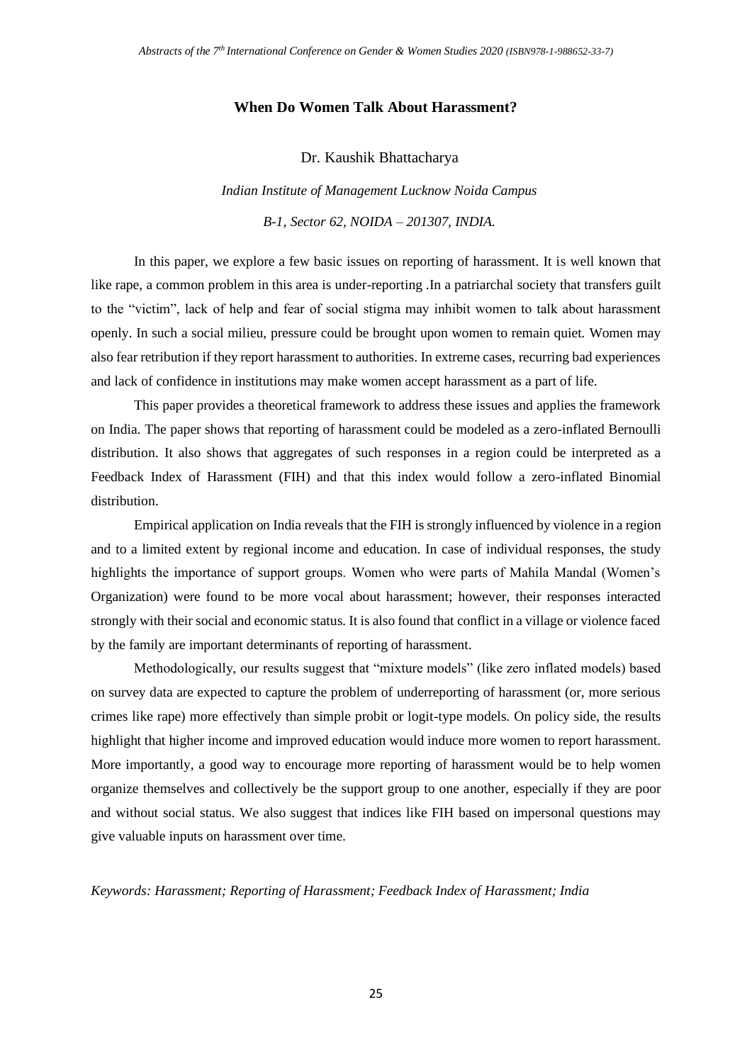## When Do Women Talk About Harassment?

Dr. Kaushik Bhattacharya

*Indian Institute of Management Lucknow Noida Campus*

*B-1, Sector 62, NOIDA – 201307, INDIA.*

In this paper, we explore a few basic issues on reporting of harassment. It is well known that like rape, a common problem in this area is under-reporting .In a patriarchal society that transfers guilt to the "victim", lack of help and fear of social stigma may inhibit women to talk about harassment openly. In such a social milieu, pressure could be brought upon women to remain quiet. Women may also fear retribution if they report harassment to authorities. In extreme cases, recurring bad experiences and lack of confidence in institutions may make women accept harassment as a part of life.

This paper provides a theoretical framework to address these issues and applies the framework on India. The paper shows that reporting of harassment could be modeled as a zero-inflated Bernoulli distribution. It also shows that aggregates of such responses in a region could be interpreted as a Feedback Index of Harassment (FIH) and that this index would follow a zero-inflated Binomial distribution.

Empirical application on India reveals that the FIH is strongly influenced by violence in a region and to a limited extent by regional income and education. In case of individual responses, the study highlights the importance of support groups. Women who were parts of Mahila Mandal (Women's Organization) were found to be more vocal about harassment; however, their responses interacted strongly with their social and economic status. It is also found that conflict in a village or violence faced by the family are important determinants of reporting of harassment.

Methodologically, our results suggest that "mixture models" (like zero inflated models) based on survey data are expected to capture the problem of underreporting of harassment (or, more serious crimes like rape) more effectively than simple probit or logit-type models. On policy side, the results highlight that higher income and improved education would induce more women to report harassment. More importantly, a good way to encourage more reporting of harassment would be to help women organize themselves and collectively be the support group to one another, especially if they are poor and without social status. We also suggest that indices like FIH based on impersonal questions may give valuable inputs on harassment over time.

*Keywords: Harassment; Reporting of Harassment; Feedback Index of Harassment; India*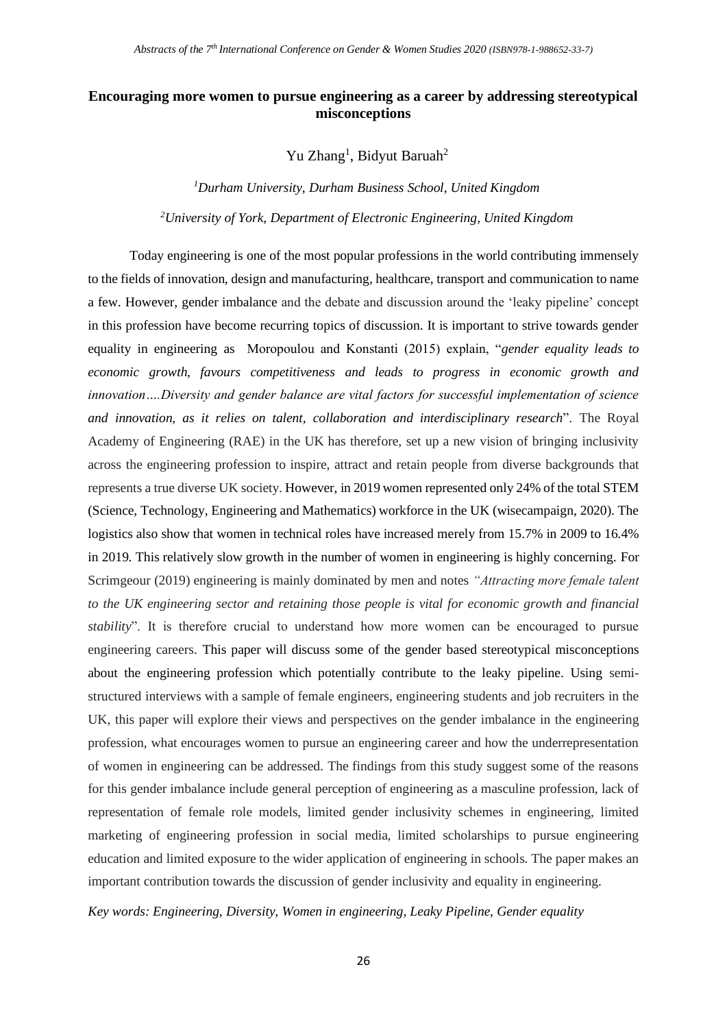## Encouraging more women to pursue engineering as a career by addressing stereotypical misconceptions

Yu Zhang[1], Bidyut Baruah[2]

*[1]Durham University, Durham Business School, United Kingdom*

*[2]University of York, Department of Electronic Engineering, United Kingdom*

Today engineering is one of the most popular professions in the world contributing immensely to the fields of innovation, design and manufacturing, healthcare, transport and communication to name a few. However, gender imbalance and the debate and discussion around the 'leaky pipeline' concept in this profession have become recurring topics of discussion. It is important to strive towards gender equality in engineering as Moropoulou and Konstanti (2015) explain, "*gender equality leads to economic growth, favours competitiveness and leads to progress in economic growth and innovation….Diversity and gender balance are vital factors for successful implementation of science and innovation, as it relies on talent, collaboration and interdisciplinary research*". The Royal Academy of Engineering (RAE) in the UK has therefore, set up a new vision of bringing inclusivity across the engineering profession to inspire, attract and retain people from diverse backgrounds that represents a true diverse UK society. However, in 2019 women represented only 24% of the total STEM (Science, Technology, Engineering and Mathematics) workforce in the UK (wisecampaign, 2020). The logistics also show that women in technical roles have increased merely from 15.7% in 2009 to 16.4% in 2019. This relatively slow growth in the number of women in engineering is highly concerning. For Scrimgeour (2019) engineering is mainly dominated by men and notes *"Attracting more female talent to the UK engineering sector and retaining those people is vital for economic growth and financial stability*". It is therefore crucial to understand how more women can be encouraged to pursue engineering careers. This paper will discuss some of the gender based stereotypical misconceptions about the engineering profession which potentially contribute to the leaky pipeline. Using semi-structured interviews with a sample of female engineers, engineering students and job recruiters in the UK, this paper will explore their views and perspectives on the gender imbalance in the engineering profession, what encourages women to pursue an engineering career and how the underrepresentation of women in engineering can be addressed. The findings from this study suggest some of the reasons for this gender imbalance include general perception of engineering as a masculine profession, lack of representation of female role models, limited gender inclusivity schemes in engineering, limited marketing of engineering profession in social media, limited scholarships to pursue engineering education and limited exposure to the wider application of engineering in schools. The paper makes an important contribution towards the discussion of gender inclusivity and equality in engineering.

*Key words: Engineering, Diversity, Women in engineering, Leaky Pipeline, Gender equality*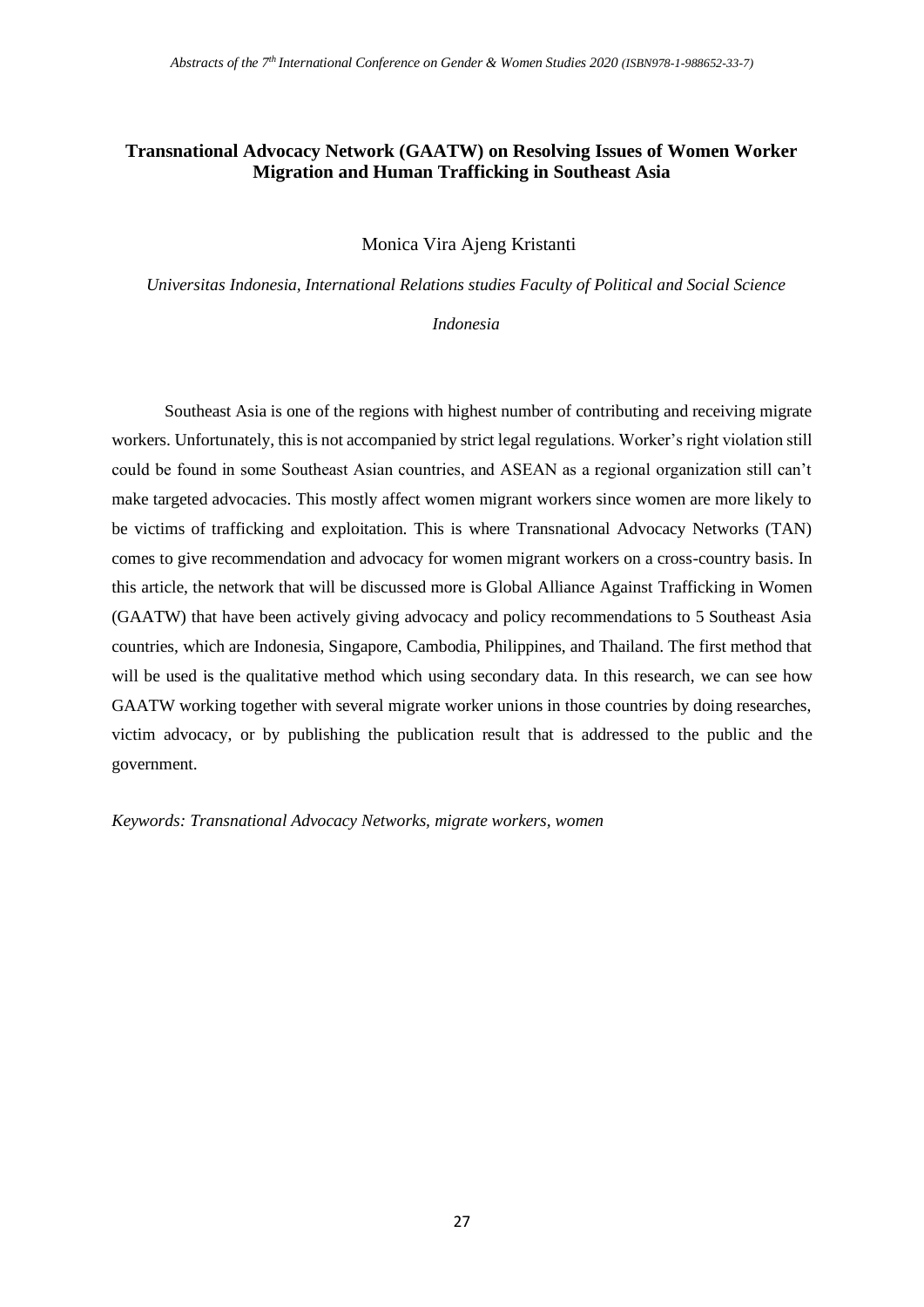## Transnational Advocacy Network (GAATW) on Resolving Issues of Women Worker Migration and Human Trafficking in Southeast Asia

Monica Vira Ajeng Kristanti

*Universitas Indonesia, International Relations studies Faculty of Political and Social Science*

*Indonesia*

Southeast Asia is one of the regions with highest number of contributing and receiving migrate workers. Unfortunately, this is not accompanied by strict legal regulations. Worker's right violation still could be found in some Southeast Asian countries, and ASEAN as a regional organization still can't make targeted advocacies. This mostly affect women migrant workers since women are more likely to be victims of trafficking and exploitation. This is where Transnational Advocacy Networks (TAN) comes to give recommendation and advocacy for women migrant workers on a cross-country basis. In this article, the network that will be discussed more is Global Alliance Against Trafficking in Women (GAATW) that have been actively giving advocacy and policy recommendations to 5 Southeast Asia countries, which are Indonesia, Singapore, Cambodia, Philippines, and Thailand. The first method that will be used is the qualitative method which using secondary data. In this research, we can see how GAATW working together with several migrate worker unions in those countries by doing researches, victim advocacy, or by publishing the publication result that is addressed to the public and the government.

*Keywords: Transnational Advocacy Networks, migrate workers, women*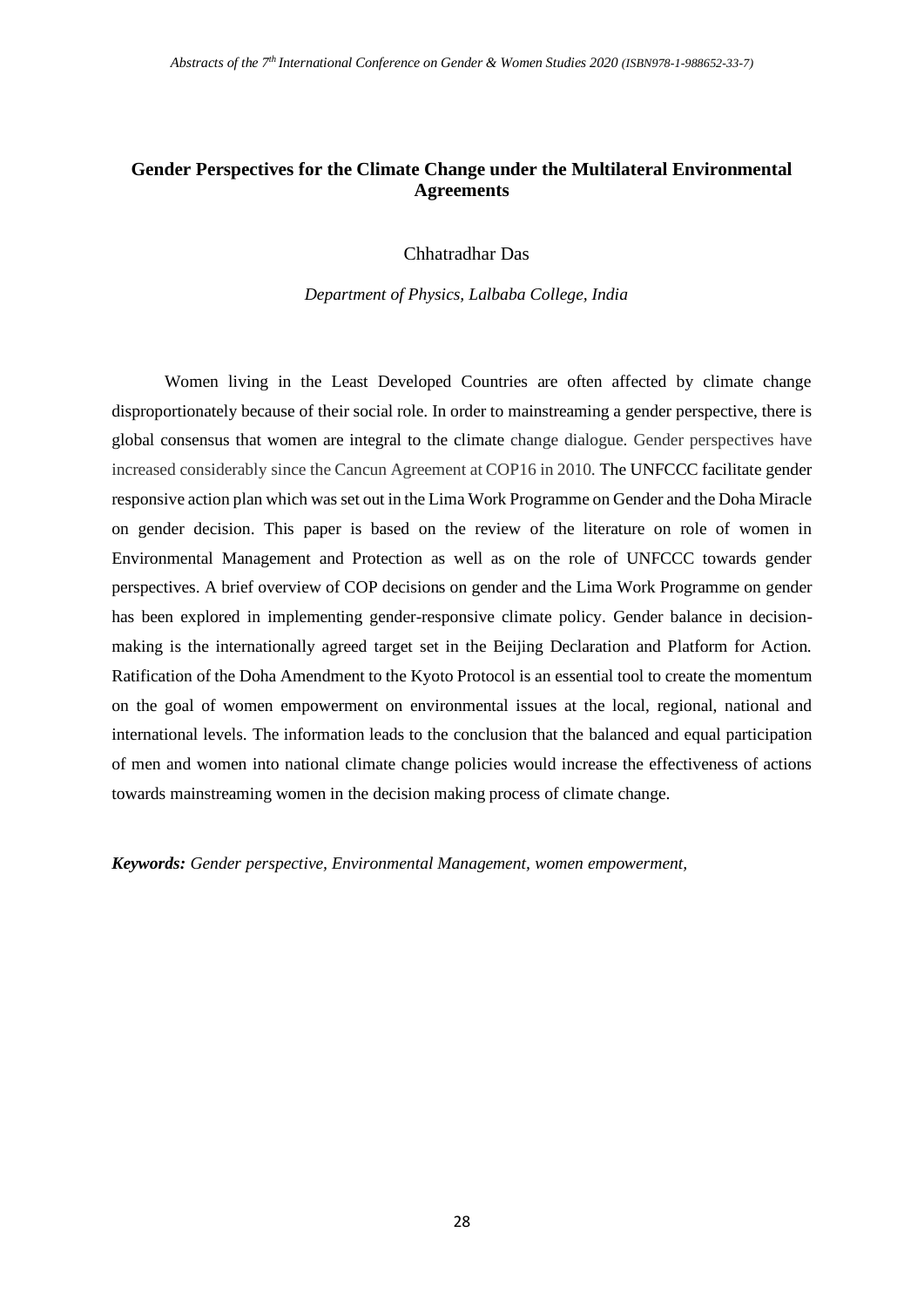# Gender Perspectives for the Climate Change under the Multilateral Environmental Agreements

Chhatradhar Das

*Department of Physics, Lalbaba College, India*

Women living in the Least Developed Countries are often affected by climate change disproportionately because of their social role. In order to mainstreaming a gender perspective, there is global consensus that women are integral to the climate change dialogue. Gender perspectives have increased considerably since the Cancun Agreement at COP16 in 2010. The UNFCCC facilitate gender responsive action plan which was set out in the Lima Work Programme on Gender and the Doha Miracle on gender decision. This paper is based on the review of the literature on role of women in Environmental Management and Protection as well as on the role of UNFCCC towards gender perspectives. A brief overview of COP decisions on gender and the Lima Work Programme on gender has been explored in implementing gender-responsive climate policy. Gender balance in decision-making is the internationally agreed target set in the Beijing Declaration and Platform for Action. Ratification of the Doha Amendment to the Kyoto Protocol is an essential tool to create the momentum on the goal of women empowerment on environmental issues at the local, regional, national and international levels. The information leads to the conclusion that the balanced and equal participation of men and women into national climate change policies would increase the effectiveness of actions towards mainstreaming women in the decision making process of climate change.

***Keywords:*** *Gender perspective, Environmental Management, women empowerment,*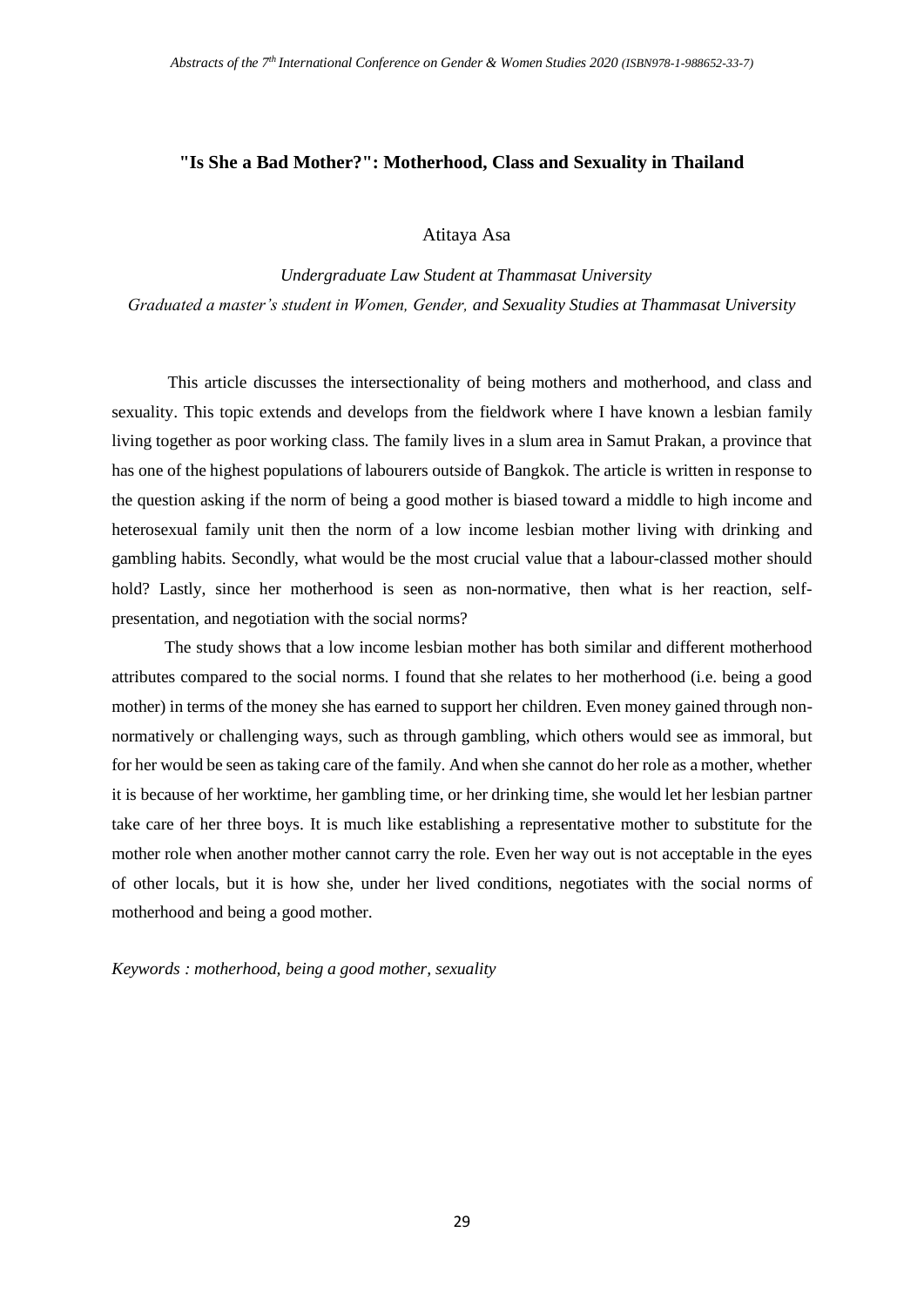## "Is She a Bad Mother?": Motherhood, Class and Sexuality in Thailand

Atitaya Asa

*Undergraduate Law Student at Thammasat University*
*Graduated a master's student in Women, Gender, and Sexuality Studies at Thammasat University*

This article discusses the intersectionality of being mothers and motherhood, and class and sexuality. This topic extends and develops from the fieldwork where I have known a lesbian family living together as poor working class. The family lives in a slum area in Samut Prakan, a province that has one of the highest populations of labourers outside of Bangkok. The article is written in response to the question asking if the norm of being a good mother is biased toward a middle to high income and heterosexual family unit then the norm of a low income lesbian mother living with drinking and gambling habits. Secondly, what would be the most crucial value that a labour-classed mother should hold? Lastly, since her motherhood is seen as non-normative, then what is her reaction, self-presentation, and negotiation with the social norms?

The study shows that a low income lesbian mother has both similar and different motherhood attributes compared to the social norms. I found that she relates to her motherhood (i.e. being a good mother) in terms of the money she has earned to support her children. Even money gained through non-normatively or challenging ways, such as through gambling, which others would see as immoral, but for her would be seen as taking care of the family. And when she cannot do her role as a mother, whether it is because of her worktime, her gambling time, or her drinking time, she would let her lesbian partner take care of her three boys. It is much like establishing a representative mother to substitute for the mother role when another mother cannot carry the role. Even her way out is not acceptable in the eyes of other locals, but it is how she, under her lived conditions, negotiates with the social norms of motherhood and being a good mother.

*Keywords : motherhood, being a good mother, sexuality*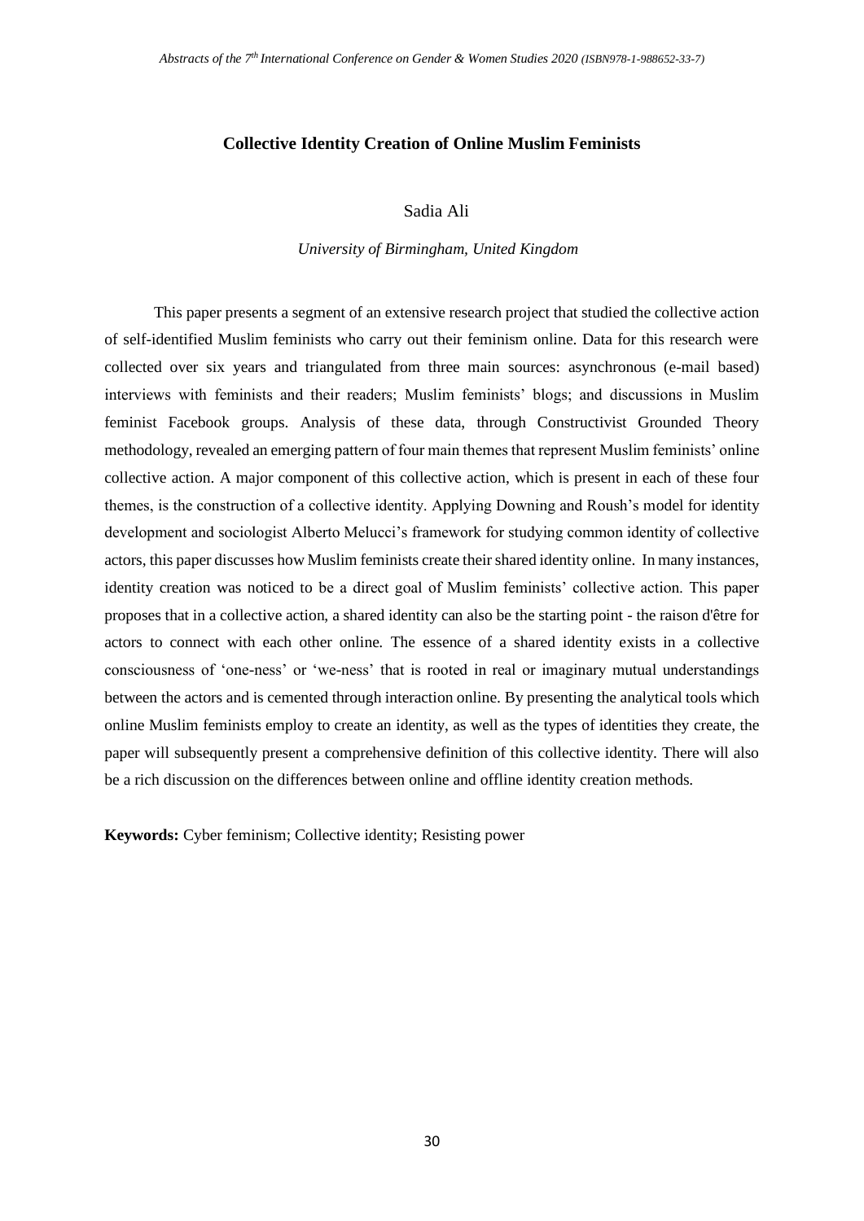## Collective Identity Creation of Online Muslim Feminists

Sadia Ali

*University of Birmingham, United Kingdom*

This paper presents a segment of an extensive research project that studied the collective action of self-identified Muslim feminists who carry out their feminism online. Data for this research were collected over six years and triangulated from three main sources: asynchronous (e-mail based) interviews with feminists and their readers; Muslim feminists' blogs; and discussions in Muslim feminist Facebook groups. Analysis of these data, through Constructivist Grounded Theory methodology, revealed an emerging pattern of four main themes that represent Muslim feminists' online collective action. A major component of this collective action, which is present in each of these four themes, is the construction of a collective identity. Applying Downing and Roush's model for identity development and sociologist Alberto Melucci's framework for studying common identity of collective actors, this paper discusses how Muslim feminists create their shared identity online. In many instances, identity creation was noticed to be a direct goal of Muslim feminists' collective action. This paper proposes that in a collective action, a shared identity can also be the starting point - the raison d'être for actors to connect with each other online. The essence of a shared identity exists in a collective consciousness of 'one-ness' or 'we-ness' that is rooted in real or imaginary mutual understandings between the actors and is cemented through interaction online. By presenting the analytical tools which online Muslim feminists employ to create an identity, as well as the types of identities they create, the paper will subsequently present a comprehensive definition of this collective identity. There will also be a rich discussion on the differences between online and offline identity creation methods.

**Keywords:** Cyber feminism; Collective identity; Resisting power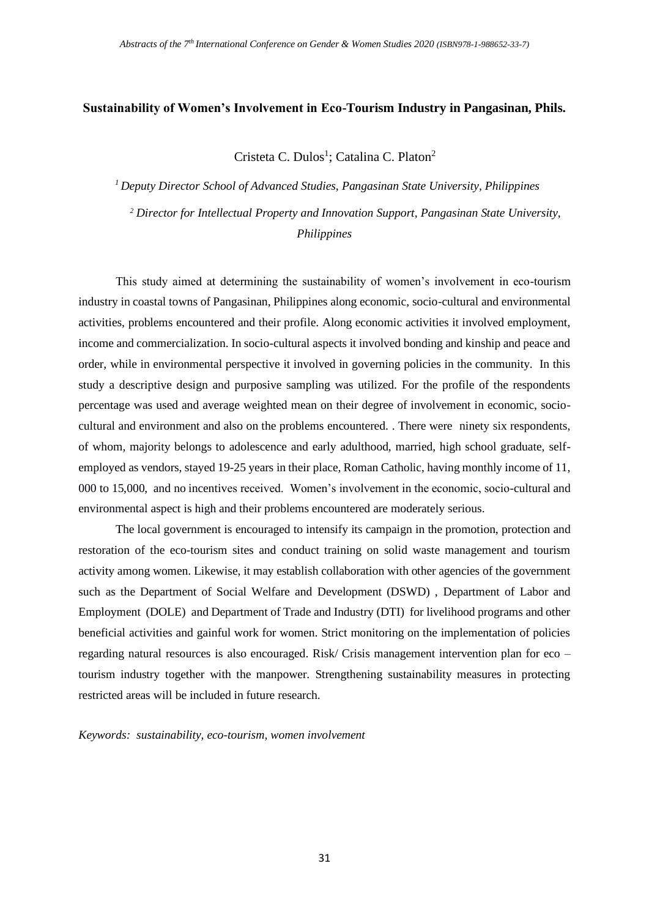# Sustainability of Women's Involvement in Eco-Tourism Industry in Pangasinan, Phils.

Cristeta C. Dulos[1]; Catalina C. Platon[2]

*[1] Deputy Director School of Advanced Studies, Pangasinan State University, Philippines*

*[2] Director for Intellectual Property and Innovation Support, Pangasinan State University, Philippines*

This study aimed at determining the sustainability of women's involvement in eco-tourism industry in coastal towns of Pangasinan, Philippines along economic, socio-cultural and environmental activities, problems encountered and their profile. Along economic activities it involved employment, income and commercialization. In socio-cultural aspects it involved bonding and kinship and peace and order, while in environmental perspective it involved in governing policies in the community. In this study a descriptive design and purposive sampling was utilized. For the profile of the respondents percentage was used and average weighted mean on their degree of involvement in economic, socio-cultural and environment and also on the problems encountered. . There were ninety six respondents, of whom, majority belongs to adolescence and early adulthood, married, high school graduate, self-employed as vendors, stayed 19-25 years in their place, Roman Catholic, having monthly income of 11, 000 to 15,000, and no incentives received. Women's involvement in the economic, socio-cultural and environmental aspect is high and their problems encountered are moderately serious.

The local government is encouraged to intensify its campaign in the promotion, protection and restoration of the eco-tourism sites and conduct training on solid waste management and tourism activity among women. Likewise, it may establish collaboration with other agencies of the government such as the Department of Social Welfare and Development (DSWD) , Department of Labor and Employment (DOLE) and Department of Trade and Industry (DTI) for livelihood programs and other beneficial activities and gainful work for women. Strict monitoring on the implementation of policies regarding natural resources is also encouraged. Risk/ Crisis management intervention plan for eco – tourism industry together with the manpower. Strengthening sustainability measures in protecting restricted areas will be included in future research.

*Keywords: sustainability, eco-tourism, women involvement*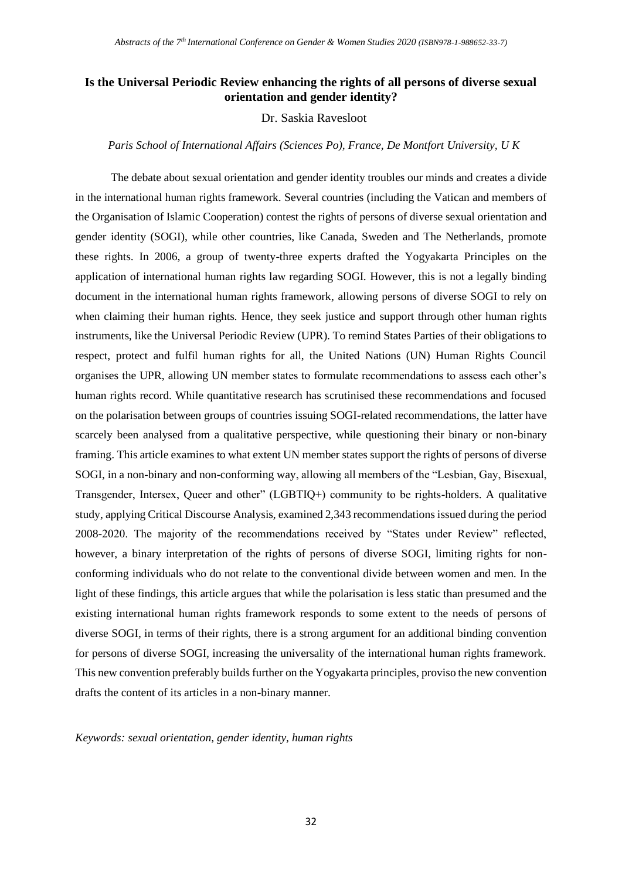## Is the Universal Periodic Review enhancing the rights of all persons of diverse sexual orientation and gender identity?

Dr. Saskia Ravesloot

*Paris School of International Affairs (Sciences Po), France, De Montfort University, U K*

The debate about sexual orientation and gender identity troubles our minds and creates a divide in the international human rights framework. Several countries (including the Vatican and members of the Organisation of Islamic Cooperation) contest the rights of persons of diverse sexual orientation and gender identity (SOGI), while other countries, like Canada, Sweden and The Netherlands, promote these rights. In 2006, a group of twenty-three experts drafted the Yogyakarta Principles on the application of international human rights law regarding SOGI. However, this is not a legally binding document in the international human rights framework, allowing persons of diverse SOGI to rely on when claiming their human rights. Hence, they seek justice and support through other human rights instruments, like the Universal Periodic Review (UPR). To remind States Parties of their obligations to respect, protect and fulfil human rights for all, the United Nations (UN) Human Rights Council organises the UPR, allowing UN member states to formulate recommendations to assess each other's human rights record. While quantitative research has scrutinised these recommendations and focused on the polarisation between groups of countries issuing SOGI-related recommendations, the latter have scarcely been analysed from a qualitative perspective, while questioning their binary or non-binary framing. This article examines to what extent UN member states support the rights of persons of diverse SOGI, in a non-binary and non-conforming way, allowing all members of the "Lesbian, Gay, Bisexual, Transgender, Intersex, Queer and other" (LGBTIQ+) community to be rights-holders. A qualitative study, applying Critical Discourse Analysis, examined 2,343 recommendations issued during the period 2008-2020. The majority of the recommendations received by "States under Review" reflected, however, a binary interpretation of the rights of persons of diverse SOGI, limiting rights for non-conforming individuals who do not relate to the conventional divide between women and men. In the light of these findings, this article argues that while the polarisation is less static than presumed and the existing international human rights framework responds to some extent to the needs of persons of diverse SOGI, in terms of their rights, there is a strong argument for an additional binding convention for persons of diverse SOGI, increasing the universality of the international human rights framework. This new convention preferably builds further on the Yogyakarta principles, proviso the new convention drafts the content of its articles in a non-binary manner.

*Keywords: sexual orientation, gender identity, human rights*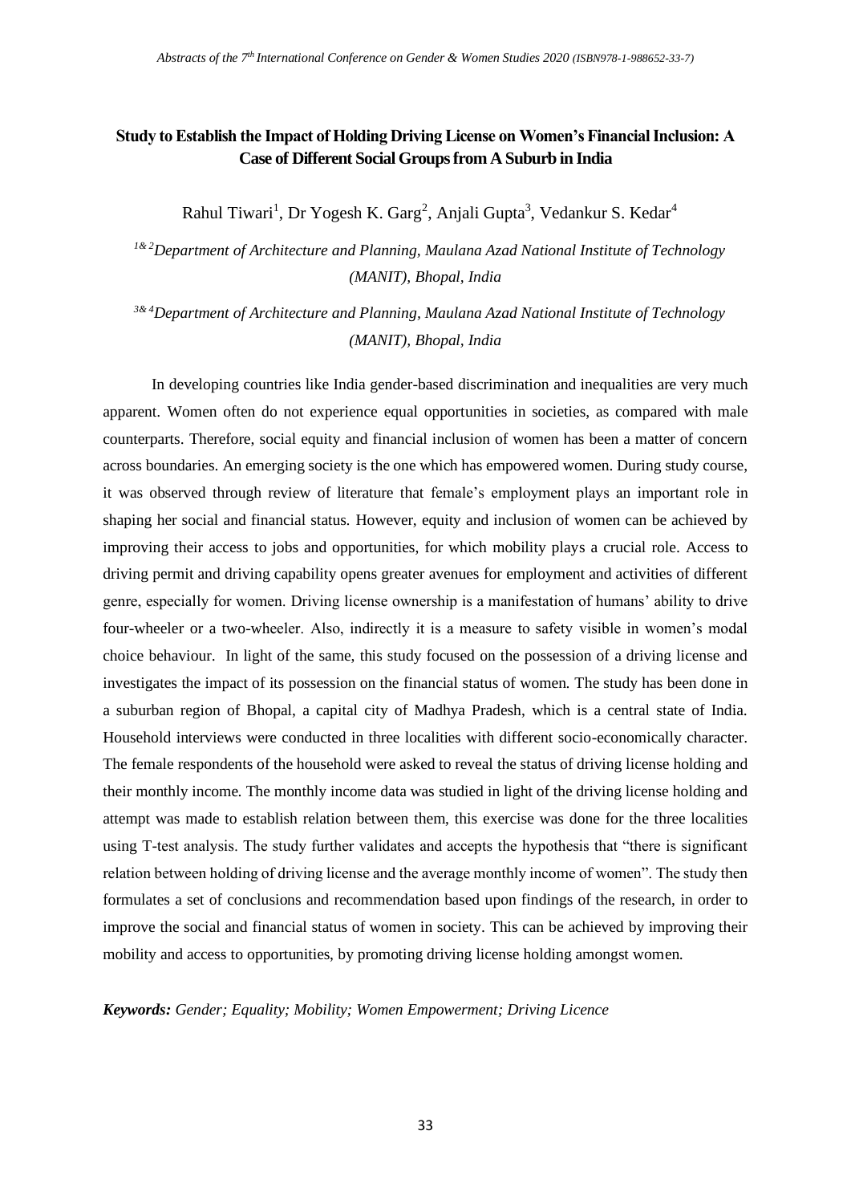## Study to Establish the Impact of Holding Driving License on Women's Financial Inclusion: A Case of Different Social Groups from A Suburb in India

Rahul Tiwari[1], Dr Yogesh K. Garg[2], Anjali Gupta[3], Vedankur S. Kedar[4]

*[1& 2]Department of Architecture and Planning, Maulana Azad National Institute of Technology (MANIT), Bhopal, India*

*[3& 4]Department of Architecture and Planning, Maulana Azad National Institute of Technology (MANIT), Bhopal, India*

In developing countries like India gender-based discrimination and inequalities are very much apparent. Women often do not experience equal opportunities in societies, as compared with male counterparts. Therefore, social equity and financial inclusion of women has been a matter of concern across boundaries. An emerging society is the one which has empowered women. During study course, it was observed through review of literature that female's employment plays an important role in shaping her social and financial status. However, equity and inclusion of women can be achieved by improving their access to jobs and opportunities, for which mobility plays a crucial role. Access to driving permit and driving capability opens greater avenues for employment and activities of different genre, especially for women. Driving license ownership is a manifestation of humans' ability to drive four-wheeler or a two-wheeler. Also, indirectly it is a measure to safety visible in women's modal choice behaviour. In light of the same, this study focused on the possession of a driving license and investigates the impact of its possession on the financial status of women. The study has been done in a suburban region of Bhopal, a capital city of Madhya Pradesh, which is a central state of India. Household interviews were conducted in three localities with different socio-economically character. The female respondents of the household were asked to reveal the status of driving license holding and their monthly income. The monthly income data was studied in light of the driving license holding and attempt was made to establish relation between them, this exercise was done for the three localities using T-test analysis. The study further validates and accepts the hypothesis that "there is significant relation between holding of driving license and the average monthly income of women". The study then formulates a set of conclusions and recommendation based upon findings of the research, in order to improve the social and financial status of women in society. This can be achieved by improving their mobility and access to opportunities, by promoting driving license holding amongst women.

***Keywords:*** *Gender; Equality; Mobility; Women Empowerment; Driving Licence*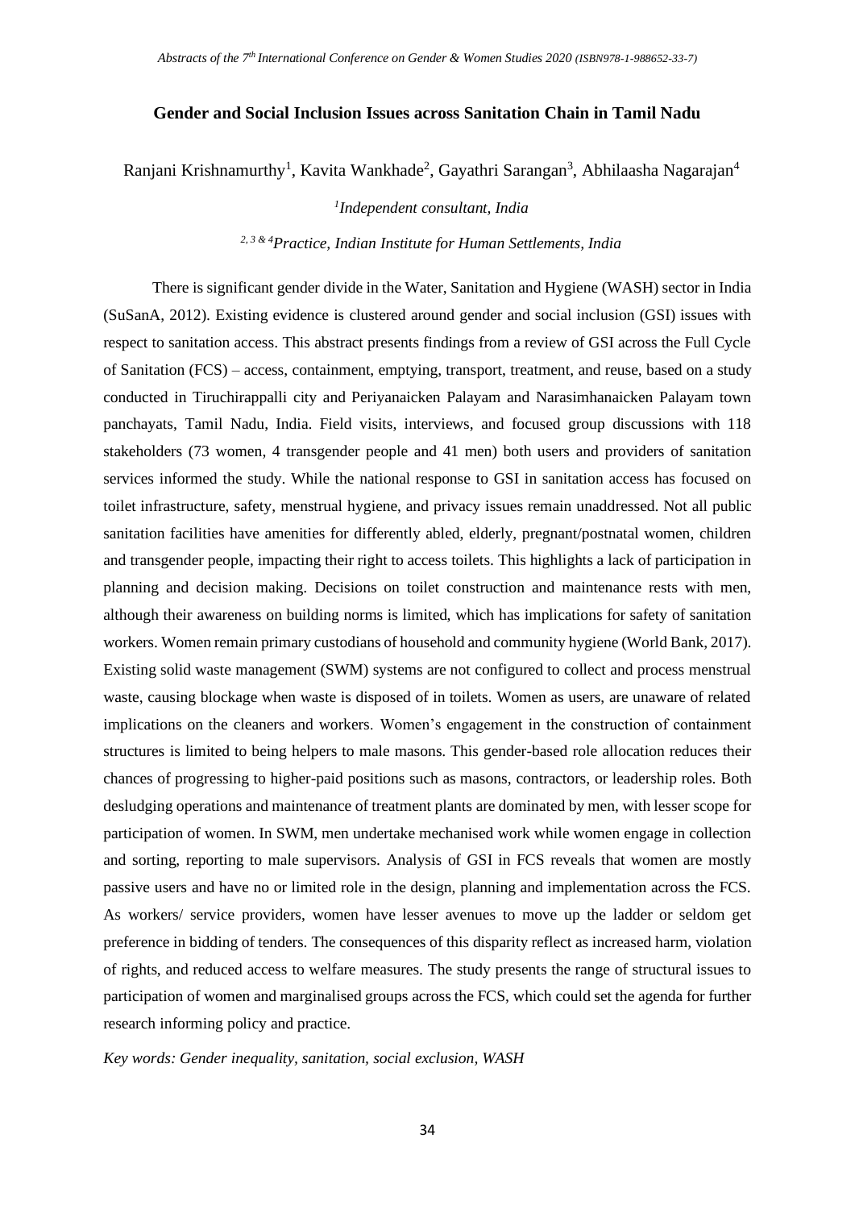## Gender and Social Inclusion Issues across Sanitation Chain in Tamil Nadu

Ranjani Krishnamurthy[1], Kavita Wankhade[2], Gayathri Sarangan[3], Abhilaasha Nagarajan[4]

[1]*Independent consultant, India*

[2, 3 & 4]*Practice, Indian Institute for Human Settlements, India*

There is significant gender divide in the Water, Sanitation and Hygiene (WASH) sector in India (SuSanA, 2012). Existing evidence is clustered around gender and social inclusion (GSI) issues with respect to sanitation access. This abstract presents findings from a review of GSI across the Full Cycle of Sanitation (FCS) – access, containment, emptying, transport, treatment, and reuse, based on a study conducted in Tiruchirappalli city and Periyanaicken Palayam and Narasimhanaicken Palayam town panchayats, Tamil Nadu, India. Field visits, interviews, and focused group discussions with 118 stakeholders (73 women, 4 transgender people and 41 men) both users and providers of sanitation services informed the study. While the national response to GSI in sanitation access has focused on toilet infrastructure, safety, menstrual hygiene, and privacy issues remain unaddressed. Not all public sanitation facilities have amenities for differently abled, elderly, pregnant/postnatal women, children and transgender people, impacting their right to access toilets. This highlights a lack of participation in planning and decision making. Decisions on toilet construction and maintenance rests with men, although their awareness on building norms is limited, which has implications for safety of sanitation workers. Women remain primary custodians of household and community hygiene (World Bank, 2017). Existing solid waste management (SWM) systems are not configured to collect and process menstrual waste, causing blockage when waste is disposed of in toilets. Women as users, are unaware of related implications on the cleaners and workers. Women's engagement in the construction of containment structures is limited to being helpers to male masons. This gender-based role allocation reduces their chances of progressing to higher-paid positions such as masons, contractors, or leadership roles. Both desludging operations and maintenance of treatment plants are dominated by men, with lesser scope for participation of women. In SWM, men undertake mechanised work while women engage in collection and sorting, reporting to male supervisors. Analysis of GSI in FCS reveals that women are mostly passive users and have no or limited role in the design, planning and implementation across the FCS. As workers/ service providers, women have lesser avenues to move up the ladder or seldom get preference in bidding of tenders. The consequences of this disparity reflect as increased harm, violation of rights, and reduced access to welfare measures. The study presents the range of structural issues to participation of women and marginalised groups across the FCS, which could set the agenda for further research informing policy and practice.

*Key words: Gender inequality, sanitation, social exclusion, WASH*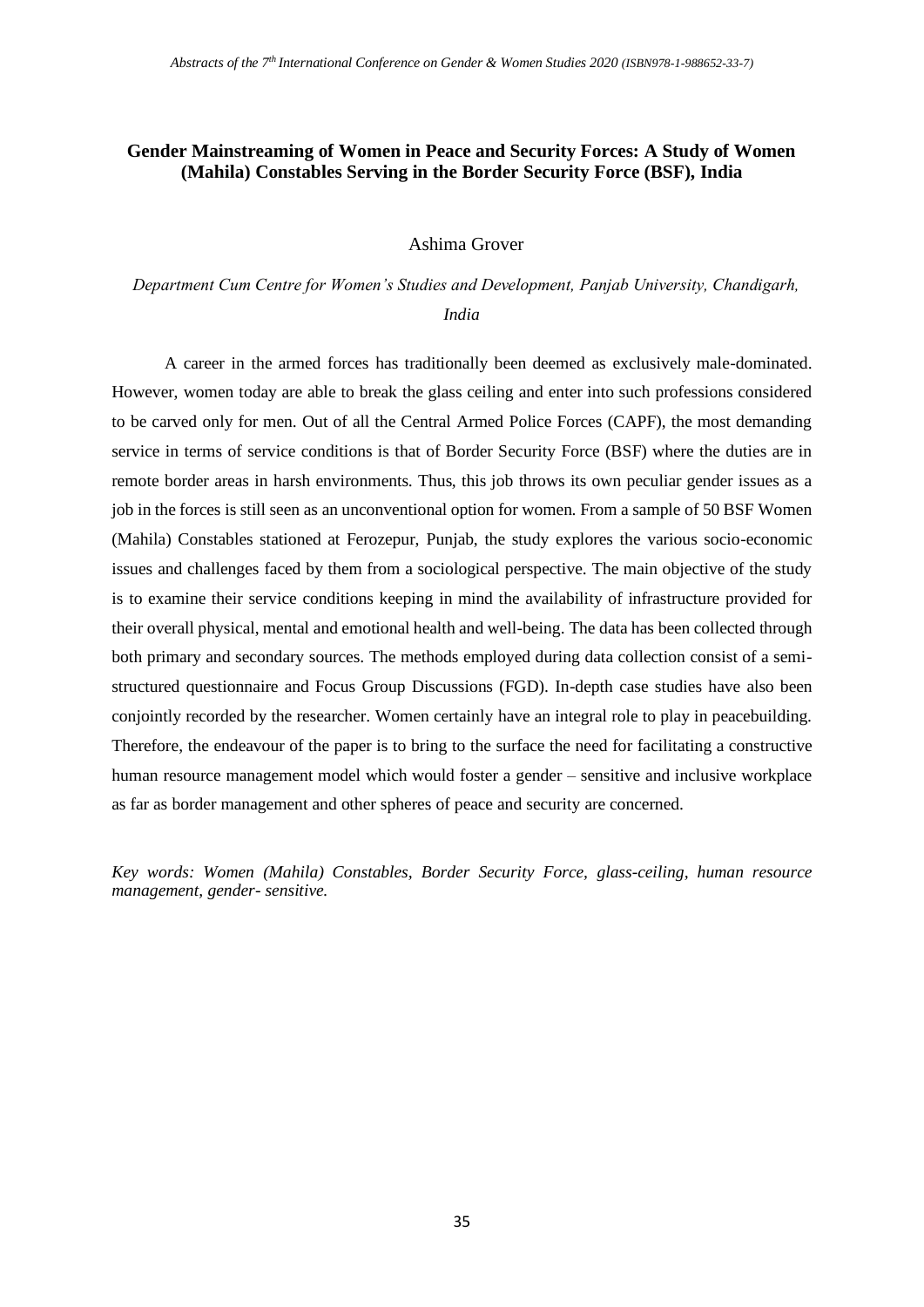**Gender Mainstreaming of Women in Peace and Security Forces: A Study of Women (Mahila) Constables Serving in the Border Security Force (BSF), India**

Ashima Grover

*Department Cum Centre for Women's Studies and Development, Panjab University, Chandigarh, India*

A career in the armed forces has traditionally been deemed as exclusively male-dominated. However, women today are able to break the glass ceiling and enter into such professions considered to be carved only for men. Out of all the Central Armed Police Forces (CAPF), the most demanding service in terms of service conditions is that of Border Security Force (BSF) where the duties are in remote border areas in harsh environments. Thus, this job throws its own peculiar gender issues as a job in the forces is still seen as an unconventional option for women. From a sample of 50 BSF Women (Mahila) Constables stationed at Ferozepur, Punjab, the study explores the various socio-economic issues and challenges faced by them from a sociological perspective. The main objective of the study is to examine their service conditions keeping in mind the availability of infrastructure provided for their overall physical, mental and emotional health and well-being. The data has been collected through both primary and secondary sources. The methods employed during data collection consist of a semi-structured questionnaire and Focus Group Discussions (FGD). In-depth case studies have also been conjointly recorded by the researcher. Women certainly have an integral role to play in peacebuilding. Therefore, the endeavour of the paper is to bring to the surface the need for facilitating a constructive human resource management model which would foster a gender – sensitive and inclusive workplace as far as border management and other spheres of peace and security are concerned.

*Key words: Women (Mahila) Constables, Border Security Force, glass-ceiling, human resource management, gender- sensitive.*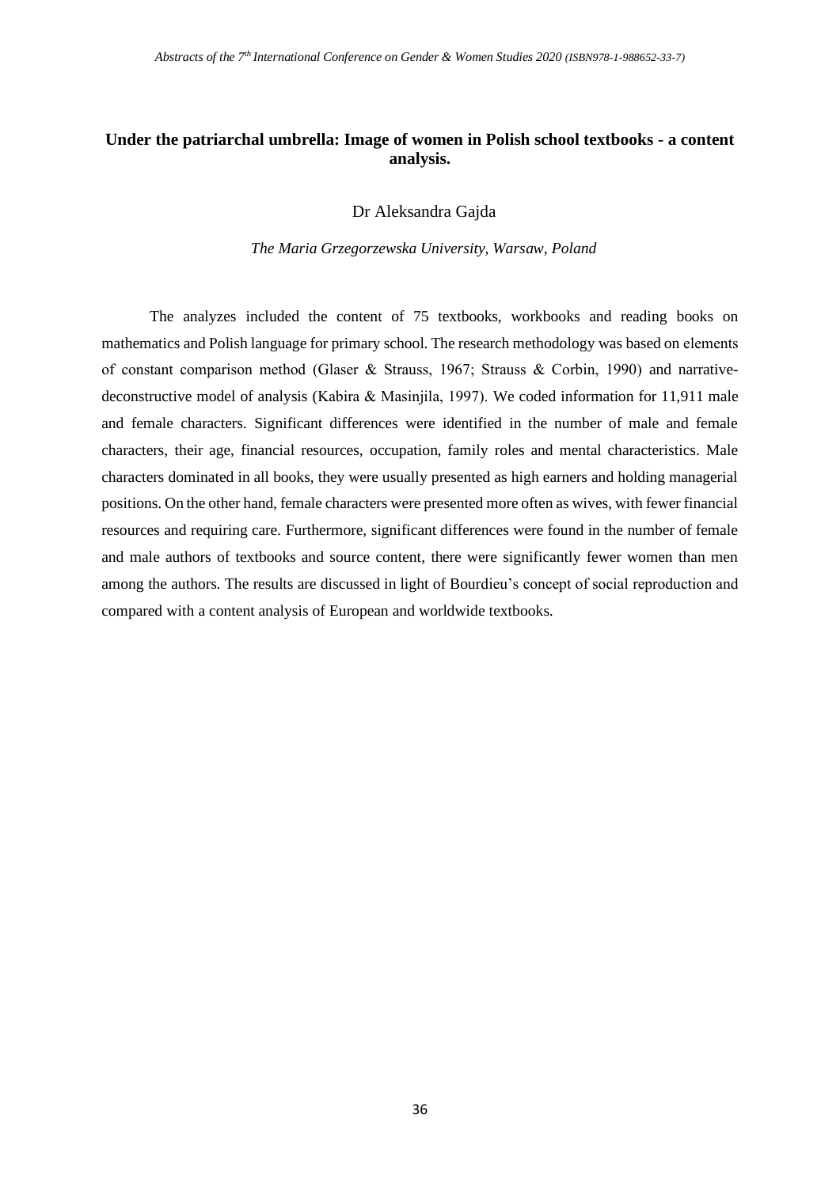## Under the patriarchal umbrella: Image of women in Polish school textbooks - a content analysis.

Dr Aleksandra Gajda

*The Maria Grzegorzewska University, Warsaw, Poland*

The analyzes included the content of 75 textbooks, workbooks and reading books on mathematics and Polish language for primary school. The research methodology was based on elements of constant comparison method (Glaser & Strauss, 1967; Strauss & Corbin, 1990) and narrative-deconstructive model of analysis (Kabira & Masinjila, 1997). We coded information for 11,911 male and female characters. Significant differences were identified in the number of male and female characters, their age, financial resources, occupation, family roles and mental characteristics. Male characters dominated in all books, they were usually presented as high earners and holding managerial positions. On the other hand, female characters were presented more often as wives, with fewer financial resources and requiring care. Furthermore, significant differences were found in the number of female and male authors of textbooks and source content, there were significantly fewer women than men among the authors. The results are discussed in light of Bourdieu's concept of social reproduction and compared with a content analysis of European and worldwide textbooks.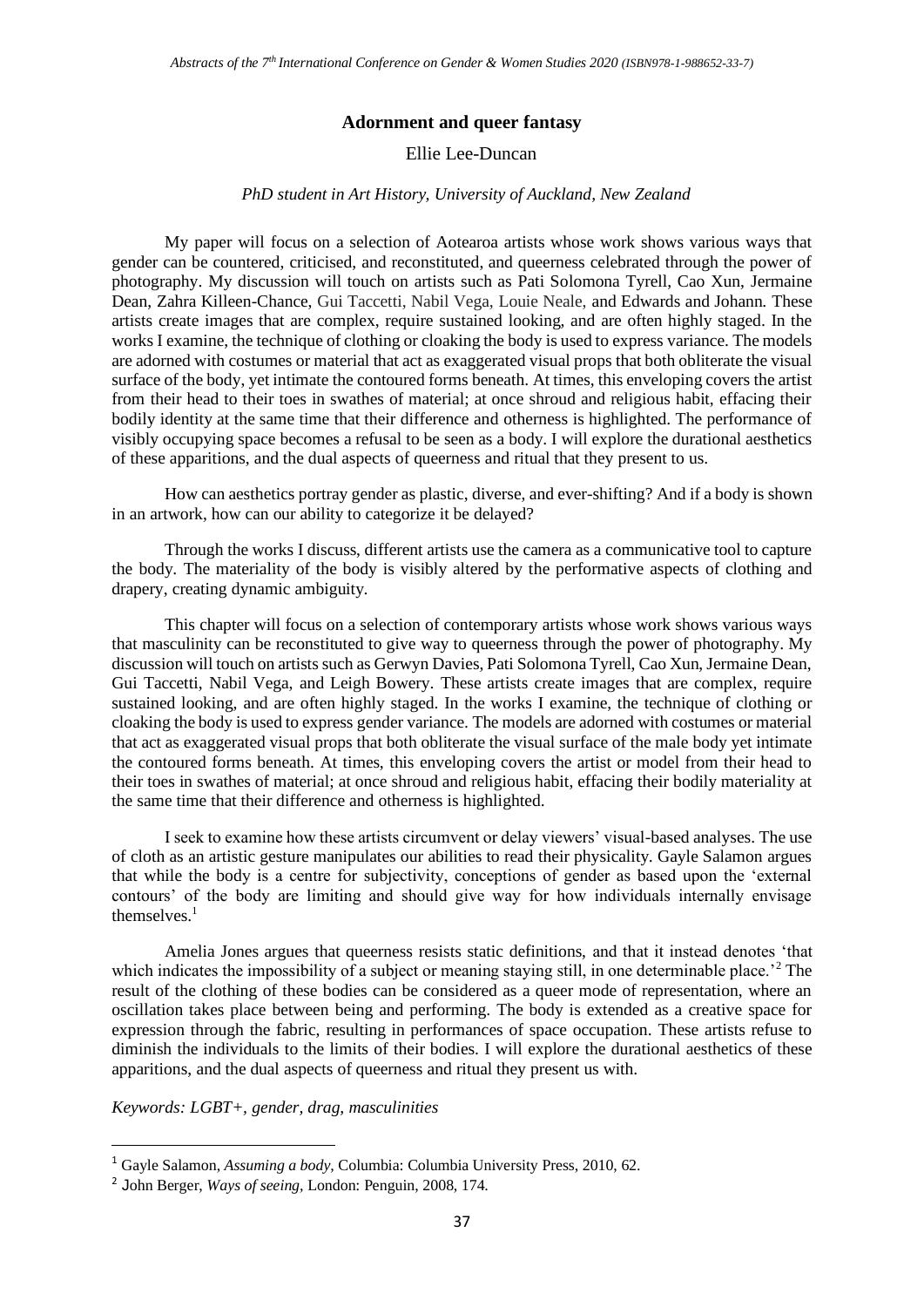## Adornment and queer fantasy

Ellie Lee-Duncan

*PhD student in Art History, University of Auckland, New Zealand*

My paper will focus on a selection of Aotearoa artists whose work shows various ways that gender can be countered, criticised, and reconstituted, and queerness celebrated through the power of photography. My discussion will touch on artists such as Pati Solomona Tyrell, Cao Xun, Jermaine Dean, Zahra Killeen-Chance, Gui Taccetti, Nabil Vega, Louie Neale, and Edwards and Johann. These artists create images that are complex, require sustained looking, and are often highly staged. In the works I examine, the technique of clothing or cloaking the body is used to express variance. The models are adorned with costumes or material that act as exaggerated visual props that both obliterate the visual surface of the body, yet intimate the contoured forms beneath. At times, this enveloping covers the artist from their head to their toes in swathes of material; at once shroud and religious habit, effacing their bodily identity at the same time that their difference and otherness is highlighted. The performance of visibly occupying space becomes a refusal to be seen as a body. I will explore the durational aesthetics of these apparitions, and the dual aspects of queerness and ritual that they present to us.

How can aesthetics portray gender as plastic, diverse, and ever-shifting? And if a body is shown in an artwork, how can our ability to categorize it be delayed?

Through the works I discuss, different artists use the camera as a communicative tool to capture the body. The materiality of the body is visibly altered by the performative aspects of clothing and drapery, creating dynamic ambiguity.

This chapter will focus on a selection of contemporary artists whose work shows various ways that masculinity can be reconstituted to give way to queerness through the power of photography. My discussion will touch on artists such as Gerwyn Davies, Pati Solomona Tyrell, Cao Xun, Jermaine Dean, Gui Taccetti, Nabil Vega, and Leigh Bowery. These artists create images that are complex, require sustained looking, and are often highly staged. In the works I examine, the technique of clothing or cloaking the body is used to express gender variance. The models are adorned with costumes or material that act as exaggerated visual props that both obliterate the visual surface of the male body yet intimate the contoured forms beneath. At times, this enveloping covers the artist or model from their head to their toes in swathes of material; at once shroud and religious habit, effacing their bodily materiality at the same time that their difference and otherness is highlighted.

I seek to examine how these artists circumvent or delay viewers' visual-based analyses. The use of cloth as an artistic gesture manipulates our abilities to read their physicality. Gayle Salamon argues that while the body is a centre for subjectivity, conceptions of gender as based upon the 'external contours' of the body are limiting and should give way for how individuals internally envisage themselves.[1]

Amelia Jones argues that queerness resists static definitions, and that it instead denotes 'that which indicates the impossibility of a subject or meaning staying still, in one determinable place.'[2] The result of the clothing of these bodies can be considered as a queer mode of representation, where an oscillation takes place between being and performing. The body is extended as a creative space for expression through the fabric, resulting in performances of space occupation. These artists refuse to diminish the individuals to the limits of their bodies. I will explore the durational aesthetics of these apparitions, and the dual aspects of queerness and ritual they present us with.

*Keywords: LGBT+, gender, drag, masculinities*

---

[1] Gayle Salamon, *Assuming a body,* Columbia: Columbia University Press, 2010, 62.

[2] John Berger, *Ways of seeing,* London: Penguin, 2008, 174.